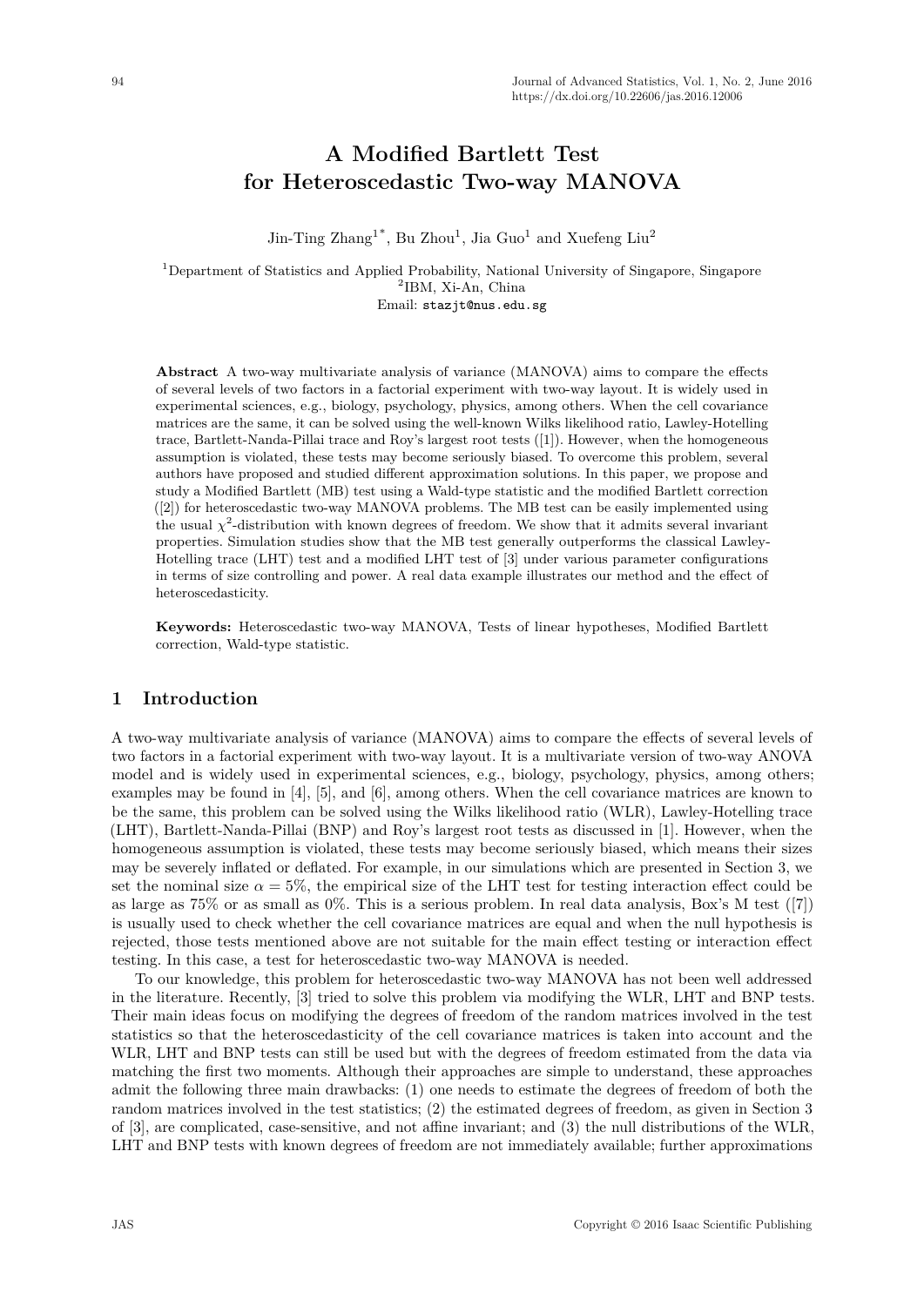# A Modified Bartlett Test for Heteroscedastic Two-way MANOVA

Jin-Ting Zhang[1*], Bu Zhou[1], Jia Guo[1] and Xuefeng Liu[2]

[1]Department of Statistics and Applied Probability, National University of Singapore, Singapore
[2]IBM, Xi-An, China
Email: stazjt@nus.edu.sg

**Abstract** A two-way multivariate analysis of variance (MANOVA) aims to compare the effects of several levels of two factors in a factorial experiment with two-way layout. It is widely used in experimental sciences, e.g., biology, psychology, physics, among others. When the cell covariance matrices are the same, it can be solved using the well-known Wilks likelihood ratio, Lawley-Hotelling trace, Bartlett-Nanda-Pillai trace and Roy's largest root tests ([1]). However, when the homogeneous assumption is violated, these tests may become seriously biased. To overcome this problem, several authors have proposed and studied different approximation solutions. In this paper, we propose and study a Modified Bartlett (MB) test using a Wald-type statistic and the modified Bartlett correction ([2]) for heteroscedastic two-way MANOVA problems. The MB test can be easily implemented using the usual $\chi^2$-distribution with known degrees of freedom. We show that it admits several invariant properties. Simulation studies show that the MB test generally outperforms the classical Lawley-Hotelling trace (LHT) test and a modified LHT test of [3] under various parameter configurations in terms of size controlling and power. A real data example illustrates our method and the effect of heteroscedasticity.

**Keywords:** Heteroscedastic two-way MANOVA, Tests of linear hypotheses, Modified Bartlett correction, Wald-type statistic.

## 1 Introduction

A two-way multivariate analysis of variance (MANOVA) aims to compare the effects of several levels of two factors in a factorial experiment with two-way layout. It is a multivariate version of two-way ANOVA model and is widely used in experimental sciences, e.g., biology, psychology, physics, among others; examples may be found in [4], [5], and [6], among others. When the cell covariance matrices are known to be the same, this problem can be solved using the Wilks likelihood ratio (WLR), Lawley-Hotelling trace (LHT), Bartlett-Nanda-Pillai (BNP) and Roy's largest root tests as discussed in [1]. However, when the homogeneous assumption is violated, these tests may become seriously biased, which means their sizes may be severely inflated or deflated. For example, in our simulations which are presented in Section 3, we set the nominal size $\alpha = 5\%$, the empirical size of the LHT test for testing interaction effect could be as large as 75% or as small as 0%. This is a serious problem. In real data analysis, Box's M test ([7]) is usually used to check whether the cell covariance matrices are equal and when the null hypothesis is rejected, those tests mentioned above are not suitable for the main effect testing or interaction effect testing. In this case, a test for heteroscedastic two-way MANOVA is needed.

To our knowledge, this problem for heteroscedastic two-way MANOVA has not been well addressed in the literature. Recently, [3] tried to solve this problem via modifying the WLR, LHT and BNP tests. Their main ideas focus on modifying the degrees of freedom of the random matrices involved in the test statistics so that the heteroscedasticity of the cell covariance matrices is taken into account and the WLR, LHT and BNP tests can still be used but with the degrees of freedom estimated from the data via matching the first two moments. Although their approaches are simple to understand, these approaches admit the following three main drawbacks: (1) one needs to estimate the degrees of freedom of both the random matrices involved in the test statistics; (2) the estimated degrees of freedom, as given in Section 3 of [3], are complicated, case-sensitive, and not affine invariant; and (3) the null distributions of the WLR, LHT and BNP tests with known degrees of freedom are not immediately available; further approximations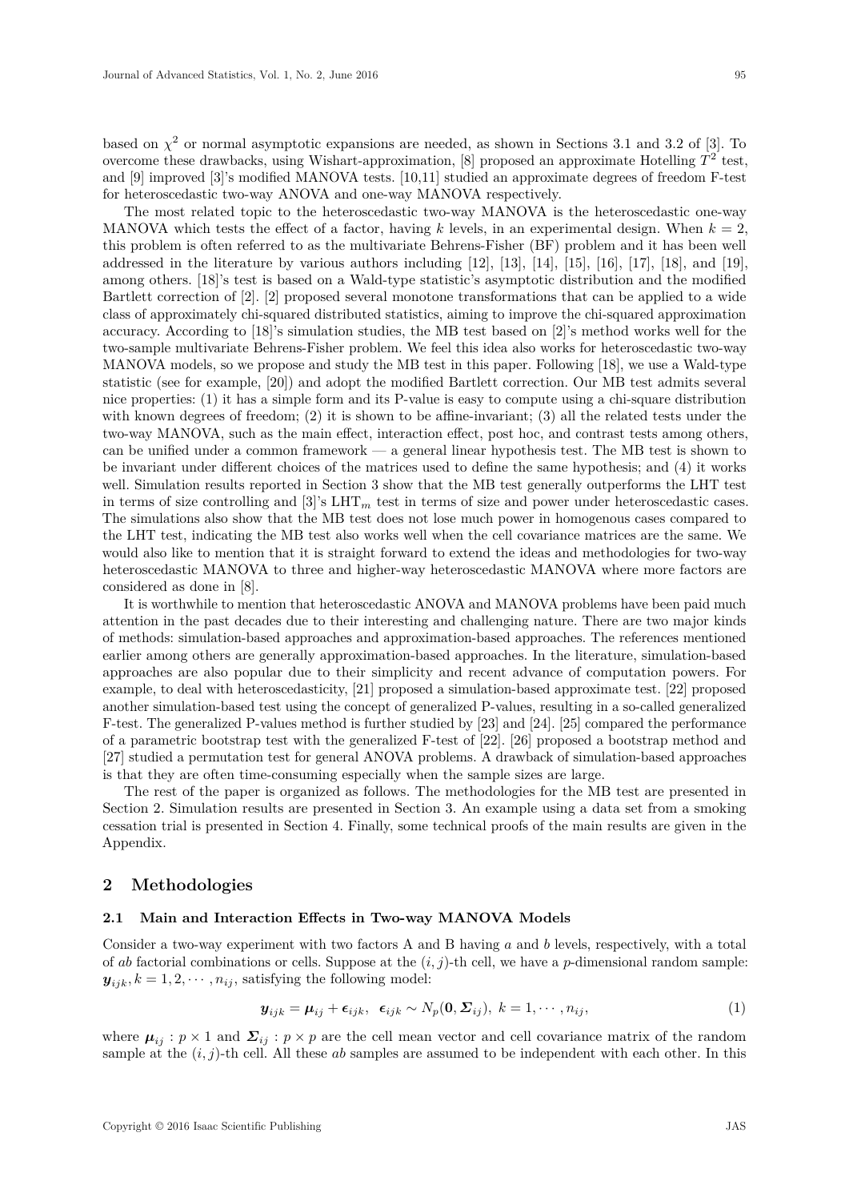based on $\chi^2$ or normal asymptotic expansions are needed, as shown in Sections 3.1 and 3.2 of [3]. To overcome these drawbacks, using Wishart-approximation, [8] proposed an approximate Hotelling $T^2$ test, and [9] improved [3]'s modified MANOVA tests. [10,11] studied an approximate degrees of freedom F-test for heteroscedastic two-way ANOVA and one-way MANOVA respectively.

The most related topic to the heteroscedastic two-way MANOVA is the heteroscedastic one-way MANOVA which tests the effect of a factor, having $k$ levels, in an experimental design. When $k = 2$, this problem is often referred to as the multivariate Behrens-Fisher (BF) problem and it has been well addressed in the literature by various authors including [12], [13], [14], [15], [16], [17], [18], and [19], among others. [18]'s test is based on a Wald-type statistic's asymptotic distribution and the modified Bartlett correction of [2]. [2] proposed several monotone transformations that can be applied to a wide class of approximately chi-squared distributed statistics, aiming to improve the chi-squared approximation accuracy. According to [18]'s simulation studies, the MB test based on [2]'s method works well for the two-sample multivariate Behrens-Fisher problem. We feel this idea also works for heteroscedastic two-way MANOVA models, so we propose and study the MB test in this paper. Following [18], we use a Wald-type statistic (see for example, [20]) and adopt the modified Bartlett correction. Our MB test admits several nice properties: (1) it has a simple form and its P-value is easy to compute using a chi-square distribution with known degrees of freedom; (2) it is shown to be affine-invariant; (3) all the related tests under the two-way MANOVA, such as the main effect, interaction effect, post hoc, and contrast tests among others, can be unified under a common framework — a general linear hypothesis test. The MB test is shown to be invariant under different choices of the matrices used to define the same hypothesis; and (4) it works well. Simulation results reported in Section 3 show that the MB test generally outperforms the LHT test in terms of size controlling and [3]'s $\text{LHT}_m$ test in terms of size and power under heteroscedastic cases. The simulations also show that the MB test does not lose much power in homogenous cases compared to the LHT test, indicating the MB test also works well when the cell covariance matrices are the same. We would also like to mention that it is straight forward to extend the ideas and methodologies for two-way heteroscedastic MANOVA to three and higher-way heteroscedastic MANOVA where more factors are considered as done in [8].

It is worthwhile to mention that heteroscedastic ANOVA and MANOVA problems have been paid much attention in the past decades due to their interesting and challenging nature. There are two major kinds of methods: simulation-based approaches and approximation-based approaches. The references mentioned earlier among others are generally approximation-based approaches. In the literature, simulation-based approaches are also popular due to their simplicity and recent advance of computation powers. For example, to deal with heteroscedasticity, [21] proposed a simulation-based approximate test. [22] proposed another simulation-based test using the concept of generalized P-values, resulting in a so-called generalized F-test. The generalized P-values method is further studied by [23] and [24]. [25] compared the performance of a parametric bootstrap test with the generalized F-test of [22]. [26] proposed a bootstrap method and [27] studied a permutation test for general ANOVA problems. A drawback of simulation-based approaches is that they are often time-consuming especially when the sample sizes are large.

The rest of the paper is organized as follows. The methodologies for the MB test are presented in Section 2. Simulation results are presented in Section 3. An example using a data set from a smoking cessation trial is presented in Section 4. Finally, some technical proofs of the main results are given in the Appendix.

## 2 Methodologies

### 2.1 Main and Interaction Effects in Two-way MANOVA Models

Consider a two-way experiment with two factors A and B having $a$ and $b$ levels, respectively, with a total of $ab$ factorial combinations or cells. Suppose at the $(i, j)$-th cell, we have a $p$-dimensional random sample: $\boldsymbol{y}_{ijk}, k = 1, 2, \cdots, n_{ij}$, satisfying the following model:

$$\boldsymbol{y}_{ijk} = \boldsymbol{\mu}_{ij} + \boldsymbol{\epsilon}_{ijk}, \;\; \boldsymbol{\epsilon}_{ijk} \sim N_p(\boldsymbol{0}, \boldsymbol{\Sigma}_{ij}), \; k = 1, \cdots, n_{ij}, \tag{1}$$

where $\boldsymbol{\mu}_{ij} : p \times 1$ and $\boldsymbol{\Sigma}_{ij} : p \times p$ are the cell mean vector and cell covariance matrix of the random sample at the $(i, j)$-th cell. All these $ab$ samples are assumed to be independent with each other. In this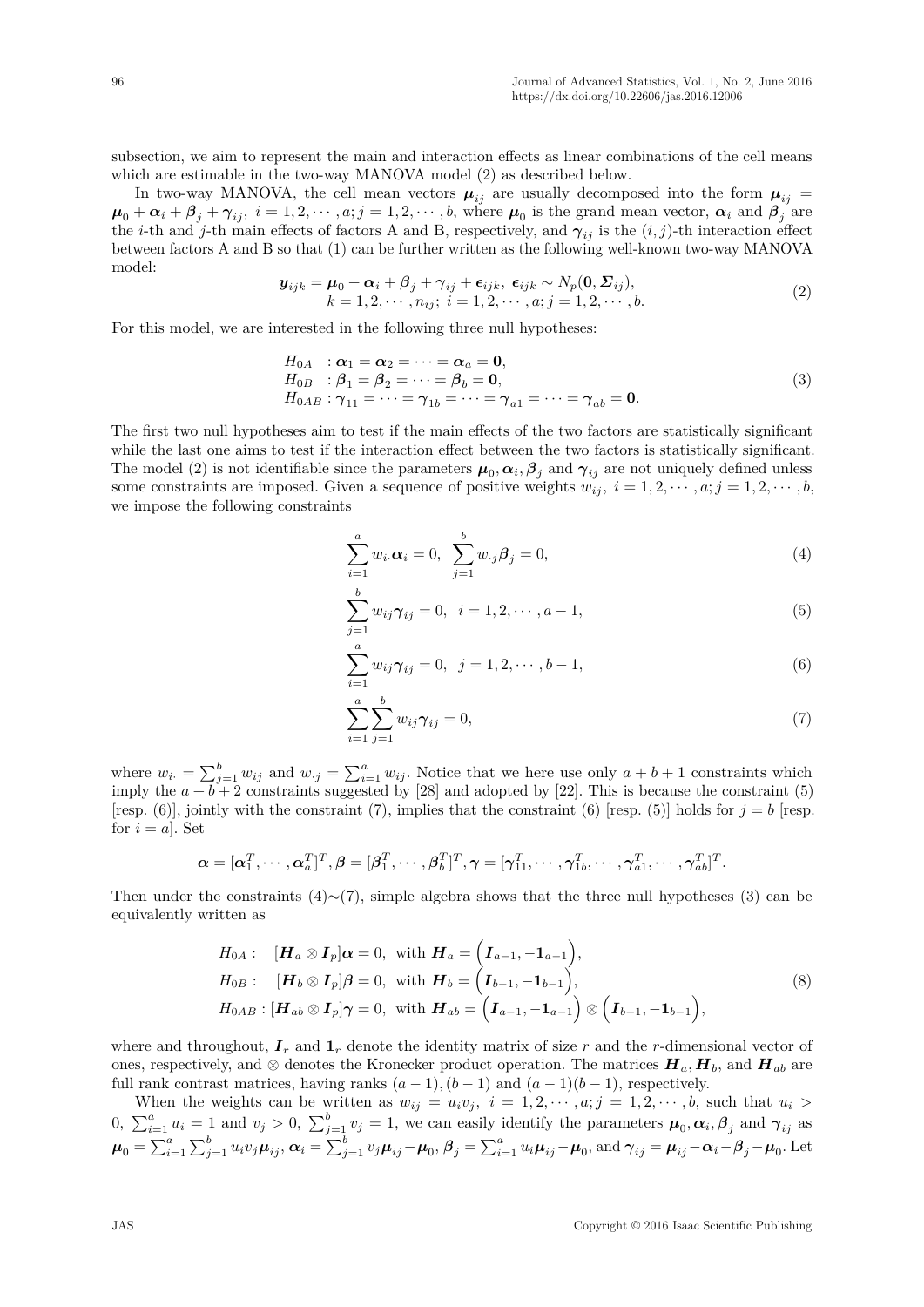subsection, we aim to represent the main and interaction effects as linear combinations of the cell means which are estimable in the two-way MANOVA model (2) as described below.

In two-way MANOVA, the cell mean vectors $\boldsymbol{\mu}_{ij}$ are usually decomposed into the form $\boldsymbol{\mu}_{ij} = \boldsymbol{\mu}_0 + \boldsymbol{\alpha}_i + \boldsymbol{\beta}_j + \boldsymbol{\gamma}_{ij},\ i = 1, 2, \cdots, a; j = 1, 2, \cdots, b$, where $\boldsymbol{\mu}_0$ is the grand mean vector, $\boldsymbol{\alpha}_i$ and $\boldsymbol{\beta}_j$ are the $i$-th and $j$-th main effects of factors A and B, respectively, and $\boldsymbol{\gamma}_{ij}$ is the $(i, j)$-th interaction effect between factors A and B so that (1) can be further written as the following well-known two-way MANOVA model:

$$
\begin{array}{c}
\boldsymbol{y}_{ijk} = \boldsymbol{\mu}_0 + \boldsymbol{\alpha}_i + \boldsymbol{\beta}_j + \boldsymbol{\gamma}_{ij} + \boldsymbol{\epsilon}_{ijk},\ \boldsymbol{\epsilon}_{ijk} \sim N_p(\mathbf{0}, \boldsymbol{\Sigma}_{ij}), \\
k = 1, 2, \cdots, n_{ij};\ i = 1, 2, \cdots, a; j = 1, 2, \cdots, b.
\end{array} \tag{2}
$$

For this model, we are interested in the following three null hypotheses:

$$
\begin{array}{ll}
H_{0A} & : \boldsymbol{\alpha}_1 = \boldsymbol{\alpha}_2 = \cdots = \boldsymbol{\alpha}_a = \mathbf{0}, \\
H_{0B} & : \boldsymbol{\beta}_1 = \boldsymbol{\beta}_2 = \cdots = \boldsymbol{\beta}_b = \mathbf{0}, \\
H_{0AB} & : \boldsymbol{\gamma}_{11} = \cdots = \boldsymbol{\gamma}_{1b} = \cdots = \boldsymbol{\gamma}_{a1} = \cdots = \boldsymbol{\gamma}_{ab} = \mathbf{0}.
\end{array} \tag{3}
$$

The first two null hypotheses aim to test if the main effects of the two factors are statistically significant while the last one aims to test if the interaction effect between the two factors is statistically significant. The model (2) is not identifiable since the parameters $\boldsymbol{\mu}_0, \boldsymbol{\alpha}_i, \boldsymbol{\beta}_j$ and $\boldsymbol{\gamma}_{ij}$ are not uniquely defined unless some constraints are imposed. Given a sequence of positive weights $w_{ij},\ i = 1, 2, \cdots, a; j = 1, 2, \cdots, b$, we impose the following constraints

$$
\sum_{i=1}^{a} w_{i\cdot} \boldsymbol{\alpha}_i = 0,\ \ \sum_{j=1}^{b} w_{\cdot j} \boldsymbol{\beta}_j = 0, \tag{4}
$$

$$
\sum_{j=1}^{b} w_{ij} \boldsymbol{\gamma}_{ij} = 0,\ \ i = 1, 2, \cdots, a-1, \tag{5}
$$

$$
\sum_{i=1}^{a} w_{ij} \boldsymbol{\gamma}_{ij} = 0,\ \ j = 1, 2, \cdots, b-1, \tag{6}
$$

$$
\sum_{i=1}^{a} \sum_{j=1}^{b} w_{ij} \boldsymbol{\gamma}_{ij} = 0, \tag{7}
$$

where $w_{i\cdot} = \sum_{j=1}^{b} w_{ij}$ and $w_{\cdot j} = \sum_{i=1}^{a} w_{ij}$. Notice that we here use only $a + b + 1$ constraints which imply the $a + b + 2$ constraints suggested by [28] and adopted by [22]. This is because the constraint (5) [resp. (6)], jointly with the constraint (7), implies that the constraint (6) [resp. (5)] holds for $j = b$ [resp. for $i = a$]. Set

$$
\boldsymbol{\alpha} = [\boldsymbol{\alpha}_1^T, \cdots, \boldsymbol{\alpha}_a^T]^T, \boldsymbol{\beta} = [\boldsymbol{\beta}_1^T, \cdots, \boldsymbol{\beta}_b^T]^T, \boldsymbol{\gamma} = [\boldsymbol{\gamma}_{11}^T, \cdots, \boldsymbol{\gamma}_{1b}^T, \cdots, \boldsymbol{\gamma}_{a1}^T, \cdots, \boldsymbol{\gamma}_{ab}^T]^T.
$$

Then under the constraints (4)∼(7), simple algebra shows that the three null hypotheses (3) can be equivalently written as

$$
\begin{array}{ll}
H_{0A}: & [\boldsymbol{H}_a \otimes \boldsymbol{I}_p]\boldsymbol{\alpha} = 0,\ \text{with}\ \boldsymbol{H}_a = \Big(\boldsymbol{I}_{a-1}, -\mathbf{1}_{a-1}\Big), \\
H_{0B}: & [\boldsymbol{H}_b \otimes \boldsymbol{I}_p]\boldsymbol{\beta} = 0,\ \text{with}\ \boldsymbol{H}_b = \Big(\boldsymbol{I}_{b-1}, -\mathbf{1}_{b-1}\Big), \\
H_{0AB}: & [\boldsymbol{H}_{ab} \otimes \boldsymbol{I}_p]\boldsymbol{\gamma} = 0,\ \text{with}\ \boldsymbol{H}_{ab} = \Big(\boldsymbol{I}_{a-1}, -\mathbf{1}_{a-1}\Big) \otimes \Big(\boldsymbol{I}_{b-1}, -\mathbf{1}_{b-1}\Big),
\end{array} \tag{8}
$$

where and throughout, $\boldsymbol{I}_r$ and $\mathbf{1}_r$ denote the identity matrix of size $r$ and the $r$-dimensional vector of ones, respectively, and $\otimes$ denotes the Kronecker product operation. The matrices $\boldsymbol{H}_a, \boldsymbol{H}_b$, and $\boldsymbol{H}_{ab}$ are full rank contrast matrices, having ranks $(a-1), (b-1)$ and $(a-1)(b-1)$, respectively.

When the weights can be written as $w_{ij} = u_i v_j,\ i = 1, 2, \cdots, a; j = 1, 2, \cdots, b$, such that $u_i > 0,\ \sum_{i=1}^{a} u_i = 1$ and $v_j > 0,\ \sum_{j=1}^{b} v_j = 1$, we can easily identify the parameters $\boldsymbol{\mu}_0, \boldsymbol{\alpha}_i, \boldsymbol{\beta}_j$ and $\boldsymbol{\gamma}_{ij}$ as $\boldsymbol{\mu}_0 = \sum_{i=1}^{a} \sum_{j=1}^{b} u_i v_j \boldsymbol{\mu}_{ij}$, $\boldsymbol{\alpha}_i = \sum_{j=1}^{b} v_j \boldsymbol{\mu}_{ij} - \boldsymbol{\mu}_0$, $\boldsymbol{\beta}_j = \sum_{i=1}^{a} u_i \boldsymbol{\mu}_{ij} - \boldsymbol{\mu}_0$, and $\boldsymbol{\gamma}_{ij} = \boldsymbol{\mu}_{ij} - \boldsymbol{\alpha}_i - \boldsymbol{\beta}_j - \boldsymbol{\mu}_0$. Let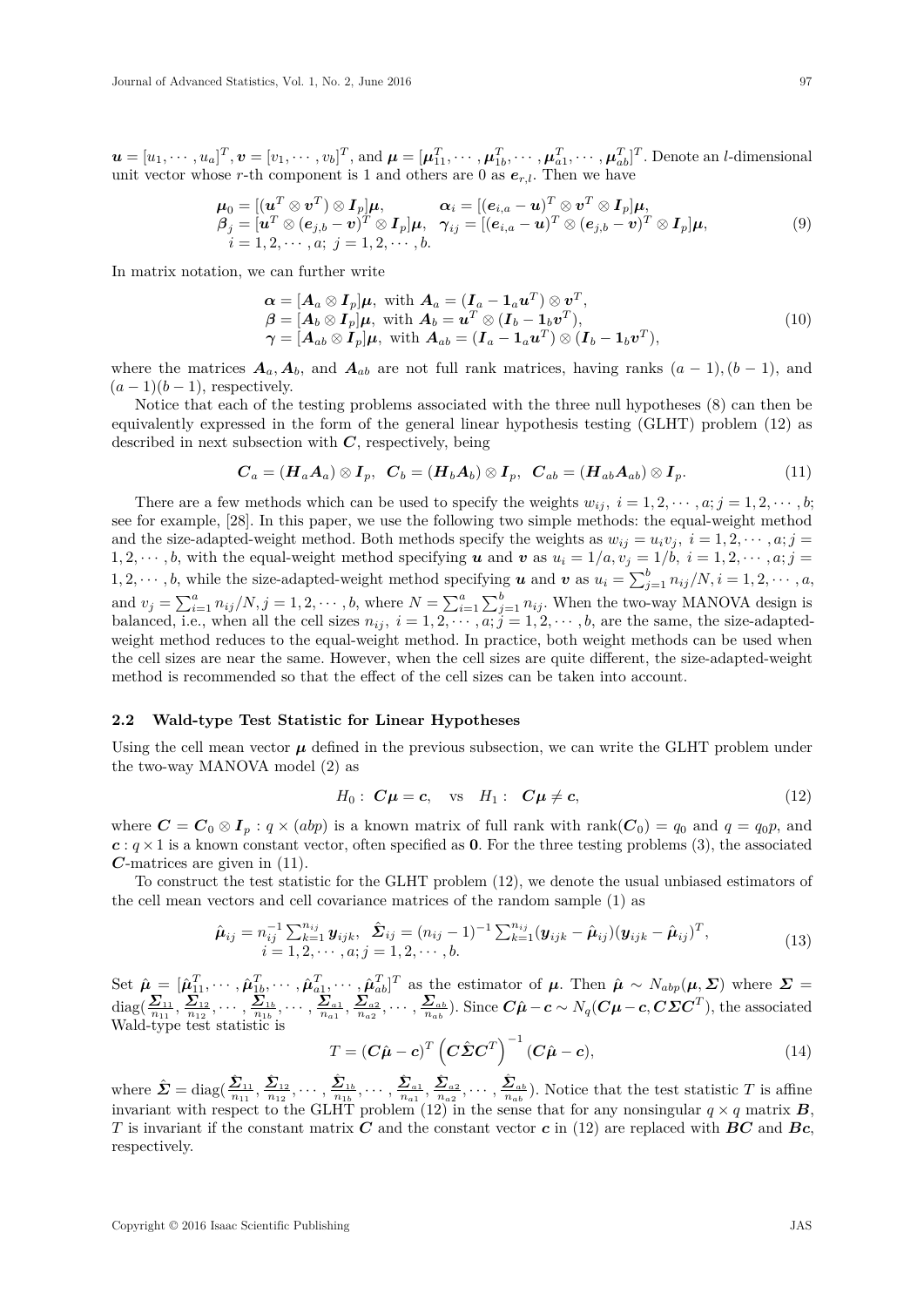$\boldsymbol{u} = [u_1, \cdots, u_a]^T, \boldsymbol{v} = [v_1, \cdots, v_b]^T$, and $\boldsymbol{\mu} = [\boldsymbol{\mu}_{11}^T, \cdots, \boldsymbol{\mu}_{1b}^T, \cdots, \boldsymbol{\mu}_{a1}^T, \cdots, \boldsymbol{\mu}_{ab}^T]^T$. Denote an $l$-dimensional unit vector whose $r$-th component is 1 and others are 0 as $\boldsymbol{e}_{r,l}$. Then we have

$$
\begin{array}{ll}
\boldsymbol{\mu}_0 = [(\boldsymbol{u}^T \otimes \boldsymbol{v}^T) \otimes \boldsymbol{I}_p]\boldsymbol{\mu}, & \boldsymbol{\alpha}_i = [(\boldsymbol{e}_{i,a} - \boldsymbol{u})^T \otimes \boldsymbol{v}^T \otimes \boldsymbol{I}_p]\boldsymbol{\mu}, \\
\boldsymbol{\beta}_j = [\boldsymbol{u}^T \otimes (\boldsymbol{e}_{j,b} - \boldsymbol{v})^T \otimes \boldsymbol{I}_p]\boldsymbol{\mu}, & \boldsymbol{\gamma}_{ij} = [(\boldsymbol{e}_{i,a} - \boldsymbol{u})^T \otimes (\boldsymbol{e}_{j,b} - \boldsymbol{v})^T \otimes \boldsymbol{I}_p]\boldsymbol{\mu}, \\
i = 1, 2, \cdots, a; \; j = 1, 2, \cdots, b. &
\end{array} \tag{9}
$$

In matrix notation, we can further write

$$
\begin{array}{l}
\boldsymbol{\alpha} = [\boldsymbol{A}_a \otimes \boldsymbol{I}_p]\boldsymbol{\mu}, \text{ with } \boldsymbol{A}_a = (\boldsymbol{I}_a - \boldsymbol{1}_a\boldsymbol{u}^T) \otimes \boldsymbol{v}^T, \\
\boldsymbol{\beta} = [\boldsymbol{A}_b \otimes \boldsymbol{I}_p]\boldsymbol{\mu}, \text{ with } \boldsymbol{A}_b = \boldsymbol{u}^T \otimes (\boldsymbol{I}_b - \boldsymbol{1}_b\boldsymbol{v}^T), \\
\boldsymbol{\gamma} = [\boldsymbol{A}_{ab} \otimes \boldsymbol{I}_p]\boldsymbol{\mu}, \text{ with } \boldsymbol{A}_{ab} = (\boldsymbol{I}_a - \boldsymbol{1}_a\boldsymbol{u}^T) \otimes (\boldsymbol{I}_b - \boldsymbol{1}_b\boldsymbol{v}^T),
\end{array} \tag{10}
$$

where the matrices $\boldsymbol{A}_a, \boldsymbol{A}_b$, and $\boldsymbol{A}_{ab}$ are not full rank matrices, having ranks $(a-1), (b-1)$, and $(a-1)(b-1)$, respectively.

Notice that each of the testing problems associated with the three null hypotheses (8) can then be equivalently expressed in the form of the general linear hypothesis testing (GLHT) problem (12) as described in next subsection with $\boldsymbol{C}$, respectively, being

$$
\boldsymbol{C}_a = (\boldsymbol{H}_a\boldsymbol{A}_a) \otimes \boldsymbol{I}_p, \;\; \boldsymbol{C}_b = (\boldsymbol{H}_b\boldsymbol{A}_b) \otimes \boldsymbol{I}_p, \;\; \boldsymbol{C}_{ab} = (\boldsymbol{H}_{ab}\boldsymbol{A}_{ab}) \otimes \boldsymbol{I}_p. \tag{11}
$$

There are a few methods which can be used to specify the weights $w_{ij}, \; i = 1, 2, \cdots, a; j = 1, 2, \cdots, b$; see for example, [28]. In this paper, we use the following two simple methods: the equal-weight method and the size-adapted-weight method. Both methods specify the weights as $w_{ij} = u_i v_j, \; i = 1, 2, \cdots, a; j = 1, 2, \cdots, b$, with the equal-weight method specifying $\boldsymbol{u}$ and $\boldsymbol{v}$ as $u_i = 1/a, v_j = 1/b, \; i = 1, 2, \cdots, a; j = 1, 2, \cdots, b$, while the size-adapted-weight method specifying $\boldsymbol{u}$ and $\boldsymbol{v}$ as $u_i = \sum_{j=1}^b n_{ij}/N, i = 1, 2, \cdots, a$, and $v_j = \sum_{i=1}^a n_{ij}/N, j = 1, 2, \cdots, b$, where $N = \sum_{i=1}^a \sum_{j=1}^b n_{ij}$. When the two-way MANOVA design is balanced, i.e., when all the cell sizes $n_{ij}, \; i = 1, 2, \cdots, a; j = 1, 2, \cdots, b$, are the same, the size-adapted-weight method reduces to the equal-weight method. In practice, both weight methods can be used when the cell sizes are near the same. However, when the cell sizes are quite different, the size-adapted-weight method is recommended so that the effect of the cell sizes can be taken into account.

### 2.2 Wald-type Test Statistic for Linear Hypotheses

Using the cell mean vector $\boldsymbol{\mu}$ defined in the previous subsection, we can write the GLHT problem under the two-way MANOVA model (2) as

$$
H_0: \; \boldsymbol{C}\boldsymbol{\mu} = \boldsymbol{c}, \quad \text{vs} \quad H_1: \; \boldsymbol{C}\boldsymbol{\mu} \neq \boldsymbol{c}, \tag{12}
$$

where $\boldsymbol{C} = \boldsymbol{C}_0 \otimes \boldsymbol{I}_p : q \times (abp)$ is a known matrix of full rank with $\text{rank}(\boldsymbol{C}_0) = q_0$ and $q = q_0 p$, and $\boldsymbol{c} : q \times 1$ is a known constant vector, often specified as $\boldsymbol{0}$. For the three testing problems (3), the associated $\boldsymbol{C}$-matrices are given in (11).

To construct the test statistic for the GLHT problem (12), we denote the usual unbiased estimators of the cell mean vectors and cell covariance matrices of the random sample (1) as

$$
\begin{array}{l}
\hat{\boldsymbol{\mu}}_{ij} = n_{ij}^{-1} \sum_{k=1}^{n_{ij}} \boldsymbol{y}_{ijk}, \;\; \hat{\boldsymbol{\Sigma}}_{ij} = (n_{ij} - 1)^{-1} \sum_{k=1}^{n_{ij}} (\boldsymbol{y}_{ijk} - \hat{\boldsymbol{\mu}}_{ij})(\boldsymbol{y}_{ijk} - \hat{\boldsymbol{\mu}}_{ij})^T, \\
i = 1, 2, \cdots, a; j = 1, 2, \cdots, b.
\end{array} \tag{13}
$$

Set $\hat{\boldsymbol{\mu}} = [\hat{\boldsymbol{\mu}}_{11}^T, \cdots, \hat{\boldsymbol{\mu}}_{1b}^T, \cdots, \hat{\boldsymbol{\mu}}_{a1}^T, \cdots, \hat{\boldsymbol{\mu}}_{ab}^T]^T$ as the estimator of $\boldsymbol{\mu}$. Then $\hat{\boldsymbol{\mu}} \sim N_{abp}(\boldsymbol{\mu}, \boldsymbol{\Sigma})$ where $\boldsymbol{\Sigma} = \text{diag}(\frac{\boldsymbol{\Sigma}_{11}}{n_{11}}, \frac{\boldsymbol{\Sigma}_{12}}{n_{12}}, \cdots, \frac{\boldsymbol{\Sigma}_{1b}}{n_{1b}}, \cdots, \frac{\boldsymbol{\Sigma}_{a1}}{n_{a1}}, \frac{\boldsymbol{\Sigma}_{a2}}{n_{a2}}, \cdots, \frac{\boldsymbol{\Sigma}_{ab}}{n_{ab}})$. Since $\boldsymbol{C}\hat{\boldsymbol{\mu}} - \boldsymbol{c} \sim N_q(\boldsymbol{C}\boldsymbol{\mu} - \boldsymbol{c}, \boldsymbol{C}\boldsymbol{\Sigma}\boldsymbol{C}^T)$, the associated Wald-type test statistic is

$$
T = (\boldsymbol{C}\hat{\boldsymbol{\mu}} - \boldsymbol{c})^T \left(\boldsymbol{C}\hat{\boldsymbol{\Sigma}}\boldsymbol{C}^T\right)^{-1} (\boldsymbol{C}\hat{\boldsymbol{\mu}} - \boldsymbol{c}), \tag{14}
$$

where $\hat{\boldsymbol{\Sigma}} = \text{diag}(\frac{\hat{\boldsymbol{\Sigma}}_{11}}{n_{11}}, \frac{\hat{\boldsymbol{\Sigma}}_{12}}{n_{12}}, \cdots, \frac{\hat{\boldsymbol{\Sigma}}_{1b}}{n_{1b}}, \cdots, \frac{\hat{\boldsymbol{\Sigma}}_{a1}}{n_{a1}}, \frac{\hat{\boldsymbol{\Sigma}}_{a2}}{n_{a2}}, \cdots, \frac{\hat{\boldsymbol{\Sigma}}_{ab}}{n_{ab}})$. Notice that the test statistic $T$ is affine invariant with respect to the GLHT problem (12) in the sense that for any nonsingular $q \times q$ matrix $\boldsymbol{B}$, $T$ is invariant if the constant matrix $\boldsymbol{C}$ and the constant vector $\boldsymbol{c}$ in (12) are replaced with $\boldsymbol{B}\boldsymbol{C}$ and $\boldsymbol{B}\boldsymbol{c}$, respectively.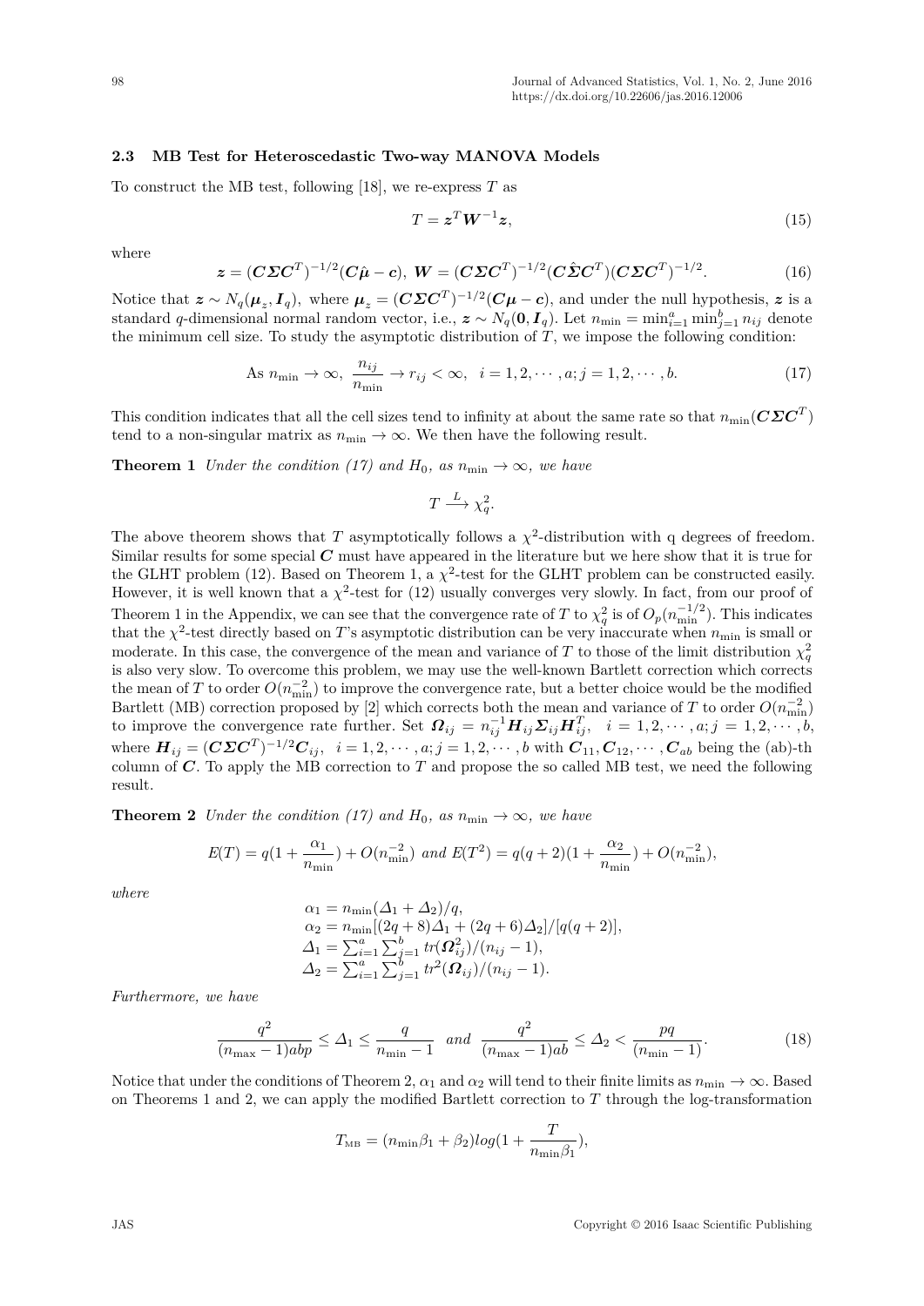### 2.3 MB Test for Heteroscedastic Two-way MANOVA Models

To construct the MB test, following [18], we re-express $T$ as

$$T = \boldsymbol{z}^T \boldsymbol{W}^{-1} \boldsymbol{z}, \tag{15}$$

where

$$\boldsymbol{z} = (\boldsymbol{C}\boldsymbol{\Sigma}\boldsymbol{C}^T)^{-1/2}(\boldsymbol{C}\hat{\boldsymbol{\mu}} - \boldsymbol{c}),\ \boldsymbol{W} = (\boldsymbol{C}\boldsymbol{\Sigma}\boldsymbol{C}^T)^{-1/2}(\boldsymbol{C}\hat{\boldsymbol{\Sigma}}\boldsymbol{C}^T)(\boldsymbol{C}\boldsymbol{\Sigma}\boldsymbol{C}^T)^{-1/2}. \tag{16}$$

Notice that $\boldsymbol{z} \sim N_q(\boldsymbol{\mu}_z, \boldsymbol{I}_q)$, where $\boldsymbol{\mu}_z = (\boldsymbol{C}\boldsymbol{\Sigma}\boldsymbol{C}^T)^{-1/2}(\boldsymbol{C}\boldsymbol{\mu} - \boldsymbol{c})$, and under the null hypothesis, $\boldsymbol{z}$ is a standard $q$-dimensional normal random vector, i.e., $\boldsymbol{z} \sim N_q(\boldsymbol{0}, \boldsymbol{I}_q)$. Let $n_{\min} = \min_{i=1}^a \min_{j=1}^b n_{ij}$ denote the minimum cell size. To study the asymptotic distribution of $T$, we impose the following condition:

$$\text{As } n_{\min} \to \infty,\ \frac{n_{ij}}{n_{\min}} \to r_{ij} < \infty,\ \ i = 1, 2, \cdots, a; j = 1, 2, \cdots, b. \tag{17}$$

This condition indicates that all the cell sizes tend to infinity at about the same rate so that $n_{\min}(\boldsymbol{C}\boldsymbol{\Sigma}\boldsymbol{C}^T)$ tend to a non-singular matrix as $n_{\min} \to \infty$. We then have the following result.

**Theorem 1** *Under the condition (17) and $H_0$, as $n_{\min} \to \infty$, we have*

$$T \xrightarrow{L} \chi^2_q.$$

The above theorem shows that $T$ asymptotically follows a $\chi^2$-distribution with q degrees of freedom. Similar results for some special $\boldsymbol{C}$ must have appeared in the literature but we here show that it is true for the GLHT problem (12). Based on Theorem 1, a $\chi^2$-test for the GLHT problem can be constructed easily. However, it is well known that a $\chi^2$-test for (12) usually converges very slowly. In fact, from our proof of Theorem 1 in the Appendix, we can see that the convergence rate of $T$ to $\chi^2_q$ is of $O_p(n_{\min}^{-1/2})$. This indicates that the $\chi^2$-test directly based on $T$'s asymptotic distribution can be very inaccurate when $n_{\min}$ is small or moderate. In this case, the convergence of the mean and variance of $T$ to those of the limit distribution $\chi^2_q$ is also very slow. To overcome this problem, we may use the well-known Bartlett correction which corrects the mean of $T$ to order $O(n_{\min}^{-2})$ to improve the convergence rate, but a better choice would be the modified Bartlett (MB) correction proposed by [2] which corrects both the mean and variance of $T$ to order $O(n_{\min}^{-2})$ to improve the convergence rate further. Set $\boldsymbol{\Omega}_{ij} = n_{ij}^{-1}\boldsymbol{H}_{ij}\boldsymbol{\Sigma}_{ij}\boldsymbol{H}_{ij}^T,\ \ i = 1, 2, \cdots, a; j = 1, 2, \cdots, b$, where $\boldsymbol{H}_{ij} = (\boldsymbol{C}\boldsymbol{\Sigma}\boldsymbol{C}^T)^{-1/2}\boldsymbol{C}_{ij},\ \ i = 1, 2, \cdots, a; j = 1, 2, \cdots, b$ with $\boldsymbol{C}_{11}, \boldsymbol{C}_{12}, \cdots, \boldsymbol{C}_{ab}$ being the (ab)-th column of $\boldsymbol{C}$. To apply the MB correction to $T$ and propose the so called MB test, we need the following result.

**Theorem 2** *Under the condition (17) and $H_0$, as $n_{\min} \to \infty$, we have*

$$E(T) = q\left(1 + \frac{\alpha_1}{n_{\min}}\right) + O(n_{\min}^{-2}) \text{ and } E(T^2) = q(q+2)\left(1 + \frac{\alpha_2}{n_{\min}}\right) + O(n_{\min}^{-2}),$$

*where*

$$\begin{aligned}
\alpha_1 &= n_{\min}(\Delta_1 + \Delta_2)/q, \\
\alpha_2 &= n_{\min}[(2q+8)\Delta_1 + (2q+6)\Delta_2]/[q(q+2)], \\
\Delta_1 &= \textstyle\sum_{i=1}^a \sum_{j=1}^b tr(\boldsymbol{\Omega}_{ij}^2)/(n_{ij}-1), \\
\Delta_2 &= \textstyle\sum_{i=1}^a \sum_{j=1}^b tr^2(\boldsymbol{\Omega}_{ij})/(n_{ij}-1).
\end{aligned}$$

*Furthermore, we have*

$$\frac{q^2}{(n_{\max}-1)abp} \le \Delta_1 \le \frac{q}{n_{\min}-1} \ \ \text{and} \ \ \frac{q^2}{(n_{\max}-1)ab} \le \Delta_2 < \frac{pq}{(n_{\min}-1)}. \tag{18}$$

Notice that under the conditions of Theorem 2, $\alpha_1$ and $\alpha_2$ will tend to their finite limits as $n_{\min} \to \infty$. Based on Theorems 1 and 2, we can apply the modified Bartlett correction to $T$ through the log-transformation

$$T_{\text{MB}} = (n_{\min}\beta_1 + \beta_2)log\left(1 + \frac{T}{n_{\min}\beta_1}\right),$$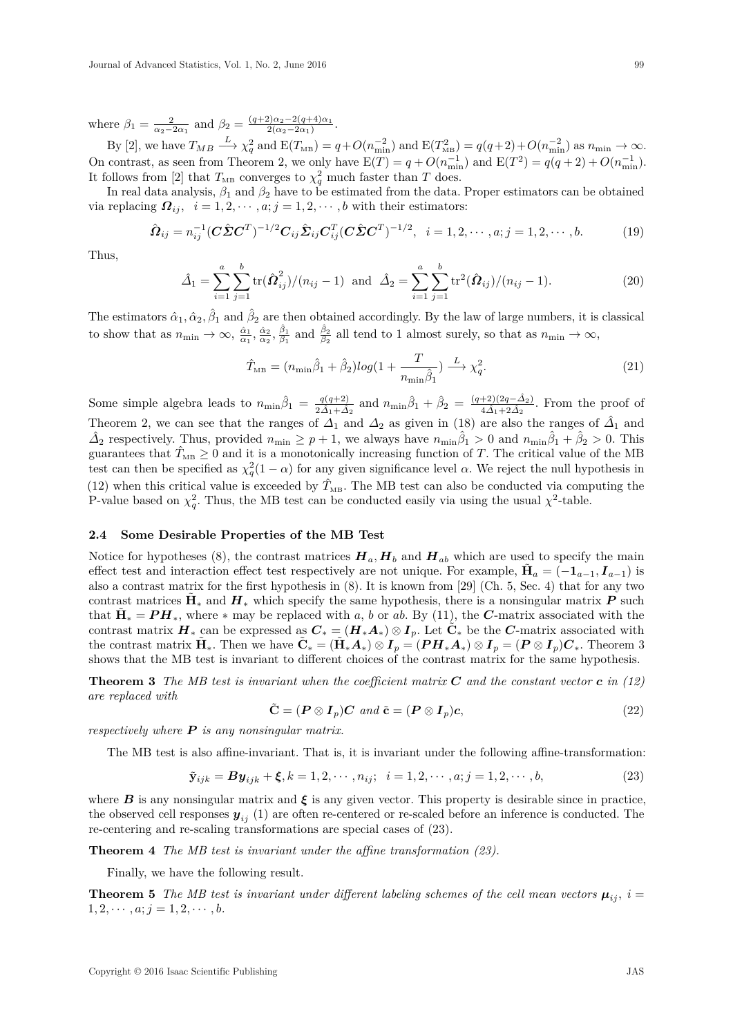where $\beta_1 = \frac{2}{\alpha_2 - 2\alpha_1}$ and $\beta_2 = \frac{(q+2)\alpha_2 - 2(q+4)\alpha_1}{2(\alpha_2 - 2\alpha_1)}$.

By [2], we have $T_{MB} \xrightarrow{L} \chi_q^2$ and $\mathrm{E}(T_{\mathrm{MB}}) = q + O(n_{\min}^{-2})$ and $\mathrm{E}(T_{\mathrm{MB}}^2) = q(q+2) + O(n_{\min}^{-2})$ as $n_{\min} \to \infty$. On contrast, as seen from Theorem 2, we only have $\mathrm{E}(T) = q + O(n_{\min}^{-1})$ and $\mathrm{E}(T^2) = q(q+2) + O(n_{\min}^{-1})$. It follows from [2] that $T_{\mathrm{MB}}$ converges to $\chi_q^2$ much faster than $T$ does.

In real data analysis, $\beta_1$ and $\beta_2$ have to be estimated from the data. Proper estimators can be obtained via replacing $\boldsymbol{\Omega}_{ij}, \ \ i = 1, 2, \cdots, a; j = 1, 2, \cdots, b$ with their estimators:

$$\hat{\boldsymbol{\Omega}}_{ij} = n_{ij}^{-1}(\boldsymbol{C}\hat{\boldsymbol{\Sigma}}\boldsymbol{C}^T)^{-1/2}\boldsymbol{C}_{ij}\hat{\boldsymbol{\Sigma}}_{ij}\boldsymbol{C}_{ij}^T(\boldsymbol{C}\hat{\boldsymbol{\Sigma}}\boldsymbol{C}^T)^{-1/2}, \ \ i = 1, 2, \cdots, a; j = 1, 2, \cdots, b. \tag{19}$$

Thus,

$$\hat{\Delta}_1 = \sum_{i=1}^{a}\sum_{j=1}^{b} \mathrm{tr}(\hat{\boldsymbol{\Omega}}_{ij}^2)/(n_{ij}-1) \ \text{ and } \ \hat{\Delta}_2 = \sum_{i=1}^{a}\sum_{j=1}^{b} \mathrm{tr}^2(\hat{\boldsymbol{\Omega}}_{ij})/(n_{ij}-1). \tag{20}$$

The estimators $\hat{\alpha}_1, \hat{\alpha}_2, \hat{\beta}_1$ and $\hat{\beta}_2$ are then obtained accordingly. By the law of large numbers, it is classical to show that as $n_{\min} \to \infty$, $\frac{\hat{\alpha}_1}{\alpha_1}, \frac{\hat{\alpha}_2}{\alpha_2}, \frac{\hat{\beta}_1}{\beta_1}$ and $\frac{\hat{\beta}_2}{\beta_2}$ all tend to 1 almost surely, so that as $n_{\min} \to \infty$,

$$\hat{T}_{\mathrm{MB}} = (n_{\min}\hat{\beta}_1 + \hat{\beta}_2) log(1 + \frac{T}{n_{\min}\hat{\beta}_1}) \xrightarrow{L} \chi_q^2. \tag{21}$$

Some simple algebra leads to $n_{\min}\hat{\beta}_1 = \frac{q(q+2)}{2\hat{\Delta}_1 + \hat{\Delta}_2}$ and $n_{\min}\hat{\beta}_1 + \hat{\beta}_2 = \frac{(q+2)(2q - \hat{\Delta}_2)}{4\hat{\Delta}_1 + 2\hat{\Delta}_2}$. From the proof of Theorem 2, we can see that the ranges of $\Delta_1$ and $\Delta_2$ as given in (18) are also the ranges of $\hat{\Delta}_1$ and $\hat{\Delta}_2$ respectively. Thus, provided $n_{\min} \geq p + 1$, we always have $n_{\min}\hat{\beta}_1 > 0$ and $n_{\min}\hat{\beta}_1 + \hat{\beta}_2 > 0$. This guarantees that $\hat{T}_{\mathrm{MB}} \geq 0$ and it is a monotonically increasing function of $T$. The critical value of the MB test can then be specified as $\chi_q^2(1-\alpha)$ for any given significance level $\alpha$. We reject the null hypothesis in (12) when this critical value is exceeded by $\hat{T}_{\mathrm{MB}}$. The MB test can also be conducted via computing the P-value based on $\chi_q^2$. Thus, the MB test can be conducted easily via using the usual $\chi^2$-table.

### 2.4 Some Desirable Properties of the MB Test

Notice for hypotheses (8), the contrast matrices $\boldsymbol{H}_a, \boldsymbol{H}_b$ and $\boldsymbol{H}_{ab}$ which are used to specify the main effect test and interaction effect test respectively are not unique. For example, $\tilde{\mathbf{H}}_a = (-\mathbf{1}_{a-1}, \boldsymbol{I}_{a-1})$ is also a contrast matrix for the first hypothesis in (8). It is known from [29] (Ch. 5, Sec. 4) that for any two contrast matrices $\tilde{\mathbf{H}}_*$ and $\boldsymbol{H}_*$ which specify the same hypothesis, there is a nonsingular matrix $\boldsymbol{P}$ such that $\tilde{\mathbf{H}}_* = \boldsymbol{P}\boldsymbol{H}_*$, where $*$ may be replaced with $a$, $b$ or $ab$. By (11), the $\boldsymbol{C}$-matrix associated with the contrast matrix $\boldsymbol{H}_*$ can be expressed as $\boldsymbol{C}_* = (\boldsymbol{H}_*\boldsymbol{A}_*) \otimes \boldsymbol{I}_p$. Let $\tilde{\mathbf{C}}_*$ be the $\boldsymbol{C}$-matrix associated with the contrast matrix $\tilde{\mathbf{H}}_*$. Then we have $\tilde{\mathbf{C}}_* = (\tilde{\mathbf{H}}_*\boldsymbol{A}_*) \otimes \boldsymbol{I}_p = (\boldsymbol{P}\boldsymbol{H}_*\boldsymbol{A}_*) \otimes \boldsymbol{I}_p = (\boldsymbol{P} \otimes \boldsymbol{I}_p)\boldsymbol{C}_*$. Theorem 3 shows that the MB test is invariant to different choices of the contrast matrix for the same hypothesis.

**Theorem 3** *The MB test is invariant when the coefficient matrix $\boldsymbol{C}$ and the constant vector $\boldsymbol{c}$ in (12) are replaced with*

$$\tilde{\mathbf{C}} = (\boldsymbol{P} \otimes \boldsymbol{I}_p)\boldsymbol{C} \ \text{and} \ \tilde{\mathbf{c}} = (\boldsymbol{P} \otimes \boldsymbol{I}_p)\boldsymbol{c}, \tag{22}$$

*respectively where $\boldsymbol{P}$ is any nonsingular matrix.*

The MB test is also affine-invariant. That is, it is invariant under the following affine-transformation:

$$\tilde{\mathbf{y}}_{ijk} = \boldsymbol{B}\boldsymbol{y}_{ijk} + \boldsymbol{\xi}, k = 1, 2, \cdots, n_{ij}; \ \ i = 1, 2, \cdots, a; j = 1, 2, \cdots, b, \tag{23}$$

where $\boldsymbol{B}$ is any nonsingular matrix and $\boldsymbol{\xi}$ is any given vector. This property is desirable since in practice, the observed cell responses $\boldsymbol{y}_{ij}$ (1) are often re-centered or re-scaled before an inference is conducted. The re-centering and re-scaling transformations are special cases of (23).

**Theorem 4** *The MB test is invariant under the affine transformation (23).*

Finally, we have the following result.

**Theorem 5** *The MB test is invariant under different labeling schemes of the cell mean vectors $\boldsymbol{\mu}_{ij}$, $i = 1, 2, \cdots, a; j = 1, 2, \cdots, b$.*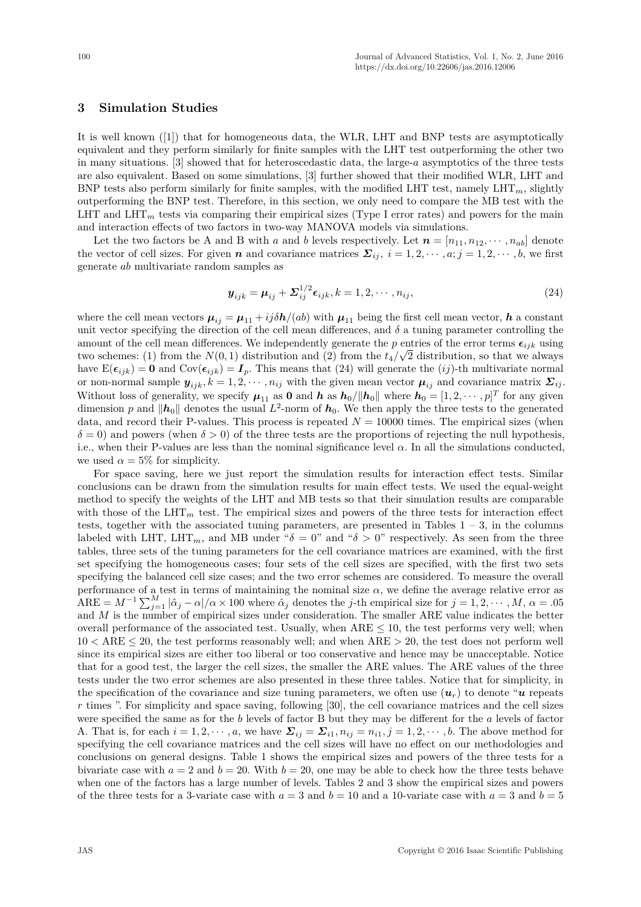## 3 Simulation Studies

It is well known ([1]) that for homogeneous data, the WLR, LHT and BNP tests are asymptotically equivalent and they perform similarly for finite samples with the LHT test outperforming the other two in many situations. [3] showed that for heteroscedastic data, the large-$a$ asymptotics of the three tests are also equivalent. Based on some simulations, [3] further showed that their modified WLR, LHT and BNP tests also perform similarly for finite samples, with the modified LHT test, namely $\text{LHT}_m$, slightly outperforming the BNP test. Therefore, in this section, we only need to compare the MB test with the LHT and $\text{LHT}_m$ tests via comparing their empirical sizes (Type I error rates) and powers for the main and interaction effects of two factors in two-way MANOVA models via simulations.

Let the two factors be A and B with $a$ and $b$ levels respectively. Let $\boldsymbol{n} = [n_{11}, n_{12}, \cdots, n_{ab}]$ denote the vector of cell sizes. For given $\boldsymbol{n}$ and covariance matrices $\boldsymbol{\Sigma}_{ij},\ i = 1, 2, \cdots, a; j = 1, 2, \cdots, b$, we first generate $ab$ multivariate random samples as

$$\boldsymbol{y}_{ijk} = \boldsymbol{\mu}_{ij} + \boldsymbol{\Sigma}_{ij}^{1/2}\boldsymbol{\epsilon}_{ijk}, k = 1, 2, \cdots, n_{ij}, \tag{24}$$

where the cell mean vectors $\boldsymbol{\mu}_{ij} = \boldsymbol{\mu}_{11} + ij\delta\boldsymbol{h}/(ab)$ with $\boldsymbol{\mu}_{11}$ being the first cell mean vector, $\boldsymbol{h}$ a constant unit vector specifying the direction of the cell mean differences, and $\delta$ a tuning parameter controlling the amount of the cell mean differences. We independently generate the $p$ entries of the error terms $\boldsymbol{\epsilon}_{ijk}$ using two schemes: (1) from the $N(0, 1)$ distribution and (2) from the $t_4/\sqrt{2}$ distribution, so that we always have $\text{E}(\boldsymbol{\epsilon}_{ijk}) = \boldsymbol{0}$ and $\text{Cov}(\boldsymbol{\epsilon}_{ijk}) = \boldsymbol{I}_p$. This means that (24) will generate the $(ij)$-th multivariate normal or non-normal sample $\boldsymbol{y}_{ijk}, k = 1, 2, \cdots, n_{ij}$ with the given mean vector $\boldsymbol{\mu}_{ij}$ and covariance matrix $\boldsymbol{\Sigma}_{ij}$. Without loss of generality, we specify $\boldsymbol{\mu}_{11}$ as $\boldsymbol{0}$ and $\boldsymbol{h}$ as $\boldsymbol{h}_0/\|\boldsymbol{h}_0\|$ where $\boldsymbol{h}_0 = [1, 2, \cdots, p]^T$ for any given dimension $p$ and $\|\boldsymbol{h}_0\|$ denotes the usual $L^2$-norm of $\boldsymbol{h}_0$. We then apply the three tests to the generated data, and record their P-values. This process is repeated $N = 10000$ times. The empirical sizes (when $\delta = 0$) and powers (when $\delta > 0$) of the three tests are the proportions of rejecting the null hypothesis, i.e., when their P-values are less than the nominal significance level $\alpha$. In all the simulations conducted, we used $\alpha = 5\%$ for simplicity.

For space saving, here we just report the simulation results for interaction effect tests. Similar conclusions can be drawn from the simulation results for main effect tests. We used the equal-weight method to specify the weights of the LHT and MB tests so that their simulation results are comparable with those of the $\text{LHT}_m$ test. The empirical sizes and powers of the three tests for interaction effect tests, together with the associated tuning parameters, are presented in Tables 1 – 3, in the columns labeled with LHT, $\text{LHT}_m$, and MB under "$\delta = 0$" and "$\delta > 0$" respectively. As seen from the three tables, three sets of the tuning parameters for the cell covariance matrices are examined, with the first set specifying the homogeneous cases; four sets of the cell sizes are specified, with the first two sets specifying the balanced cell size cases; and the two error schemes are considered. To measure the overall performance of a test in terms of maintaining the nominal size $\alpha$, we define the average relative error as $\text{ARE} = M^{-1}\sum_{j=1}^{M} |\hat{\alpha}_j - \alpha|/\alpha \times 100$ where $\hat{\alpha}_j$ denotes the $j$-th empirical size for $j = 1, 2, \cdots, M$, $\alpha = .05$ and $M$ is the number of empirical sizes under consideration. The smaller ARE value indicates the better overall performance of the associated test. Usually, when $\text{ARE} \le 10$, the test performs very well; when $10 < \text{ARE} \le 20$, the test performs reasonably well; and when $\text{ARE} > 20$, the test does not perform well since its empirical sizes are either too liberal or too conservative and hence may be unacceptable. Notice that for a good test, the larger the cell sizes, the smaller the ARE values. The ARE values of the three tests under the two error schemes are also presented in these three tables. Notice that for simplicity, in the specification of the covariance and size tuning parameters, we often use $(\boldsymbol{u}_r)$ to denote "$\boldsymbol{u}$ repeats $r$ times ". For simplicity and space saving, following [30], the cell covariance matrices and the cell sizes were specified the same as for the $b$ levels of factor B but they may be different for the $a$ levels of factor A. That is, for each $i = 1, 2, \cdots, a$, we have $\boldsymbol{\Sigma}_{ij} = \boldsymbol{\Sigma}_{i1}, n_{ij} = n_{i1}, j = 1, 2, \cdots, b$. The above method for specifying the cell covariance matrices and the cell sizes will have no effect on our methodologies and conclusions on general designs. Table 1 shows the empirical sizes and powers of the three tests for a bivariate case with $a = 2$ and $b = 20$. With $b = 20$, one may be able to check how the three tests behave when one of the factors has a large number of levels. Tables 2 and 3 show the empirical sizes and powers of the three tests for a 3-variate case with $a = 3$ and $b = 10$ and a 10-variate case with $a = 3$ and $b = 5$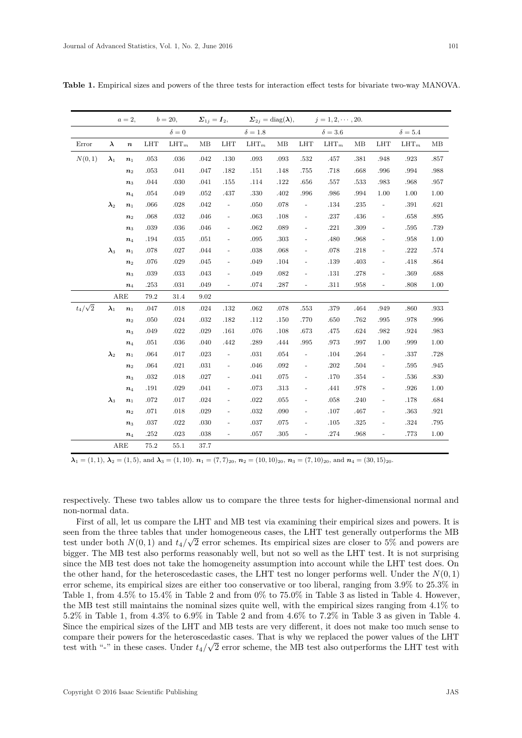**Table 1.** Empirical sizes and powers of the three tests for interaction effect tests for bivariate two-way MANOVA.

| | $a=2$, | | $b=20$, | | $\boldsymbol{\Sigma}_{1j}=\boldsymbol{I}_2$, | | $\boldsymbol{\Sigma}_{2j}=\text{diag}(\boldsymbol{\lambda})$, | | $j=1,2,\cdots,20$. | | | | | |
|---|---|---|---|---|---|---|---|---|---|---|---|---|---|---|
| | | | $\delta=0$ | | | $\delta=1.8$ | | | $\delta=3.6$ | | | $\delta=5.4$ | | |
| Error | $\boldsymbol{\lambda}$ | $\boldsymbol{n}$ | LHT | $\text{LHT}_m$ | MB | LHT | $\text{LHT}_m$ | MB | LHT | $\text{LHT}_m$ | MB | LHT | $\text{LHT}_m$ | MB |
| $N(0,1)$ | $\boldsymbol{\lambda}_1$ | $\boldsymbol{n}_1$ | .053 | .036 | .042 | .130 | .093 | .093 | .532 | .457 | .381 | .948 | .923 | .857 |
| | | $\boldsymbol{n}_2$ | .053 | .041 | .047 | .182 | .151 | .148 | .755 | .718 | .668 | .996 | .994 | .988 |
| | | $\boldsymbol{n}_3$ | .044 | .030 | .041 | .155 | .114 | .122 | .656 | .557 | .533 | .983 | .968 | .957 |
| | | $\boldsymbol{n}_4$ | .054 | .049 | .052 | .437 | .330 | .402 | .996 | .986 | .994 | 1.00 | 1.00 | 1.00 |
| | $\boldsymbol{\lambda}_2$ | $\boldsymbol{n}_1$ | .066 | .028 | .042 | - | .050 | .078 | - | .134 | .235 | - | .391 | .621 |
| | | $\boldsymbol{n}_2$ | .068 | .032 | .046 | - | .063 | .108 | - | .237 | .436 | - | .658 | .895 |
| | | $\boldsymbol{n}_3$ | .039 | .036 | .046 | - | .062 | .089 | - | .221 | .309 | - | .595 | .739 |
| | | $\boldsymbol{n}_4$ | .194 | .035 | .051 | - | .095 | .303 | - | .480 | .968 | - | .958 | 1.00 |
| | $\boldsymbol{\lambda}_3$ | $\boldsymbol{n}_1$ | .078 | .027 | .044 | - | .038 | .068 | - | .078 | .218 | - | .222 | .574 |
| | | $\boldsymbol{n}_2$ | .076 | .029 | .045 | - | .049 | .104 | - | .139 | .403 | - | .418 | .864 |
| | | $\boldsymbol{n}_3$ | .039 | .033 | .043 | - | .049 | .082 | - | .131 | .278 | - | .369 | .688 |
| | | $\boldsymbol{n}_4$ | .253 | .031 | .049 | - | .074 | .287 | - | .311 | .958 | - | .808 | 1.00 |
| | ARE | | 79.2 | 31.4 | 9.02 | | | | | | | | | |
| $t_4/\sqrt{2}$ | $\boldsymbol{\lambda}_1$ | $\boldsymbol{n}_1$ | .047 | .018 | .024 | .132 | .062 | .078 | .553 | .379 | .464 | .949 | .860 | .933 |
| | | $\boldsymbol{n}_2$ | .050 | .024 | .032 | .182 | .112 | .150 | .770 | .650 | .762 | .995 | .978 | .996 |
| | | $\boldsymbol{n}_3$ | .049 | .022 | .029 | .161 | .076 | .108 | .673 | .475 | .624 | .982 | .924 | .983 |
| | | $\boldsymbol{n}_4$ | .051 | .036 | .040 | .442 | .289 | .444 | .995 | .973 | .997 | 1.00 | .999 | 1.00 |
| | $\boldsymbol{\lambda}_2$ | $\boldsymbol{n}_1$ | .064 | .017 | .023 | - | .031 | .054 | - | .104 | .264 | - | .337 | .728 |
| | | $\boldsymbol{n}_2$ | .064 | .021 | .031 | - | .046 | .092 | - | .202 | .504 | - | .595 | .945 |
| | | $\boldsymbol{n}_3$ | .032 | .018 | .027 | - | .041 | .075 | - | .170 | .354 | - | .536 | .830 |
| | | $\boldsymbol{n}_4$ | .191 | .029 | .041 | - | .073 | .313 | - | .441 | .978 | - | .926 | 1.00 |
| | $\boldsymbol{\lambda}_3$ | $\boldsymbol{n}_1$ | .072 | .017 | .024 | - | .022 | .055 | - | .058 | .240 | - | .178 | .684 |
| | | $\boldsymbol{n}_2$ | .071 | .018 | .029 | - | .032 | .090 | - | .107 | .467 | - | .363 | .921 |
| | | $\boldsymbol{n}_3$ | .037 | .022 | .030 | - | .037 | .075 | - | .105 | .325 | - | .324 | .795 |
| | | $\boldsymbol{n}_4$ | .252 | .023 | .038 | - | .057 | .305 | - | .274 | .968 | - | .773 | 1.00 |
| | ARE | | 75.2 | 55.1 | 37.7 | | | | | | | | | |

$\boldsymbol{\lambda}_1=(1,1)$, $\boldsymbol{\lambda}_2=(1,5)$, and $\boldsymbol{\lambda}_3=(1,10)$. $\boldsymbol{n}_1=(7,7)_{20}$, $\boldsymbol{n}_2=(10,10)_{20}$, $\boldsymbol{n}_3=(7,10)_{20}$, and $\boldsymbol{n}_4=(30,15)_{20}$.

respectively. These two tables allow us to compare the three tests for higher-dimensional normal and non-normal data.

First of all, let us compare the LHT and MB test via examining their empirical sizes and powers. It is seen from the three tables that under homogeneous cases, the LHT test generally outperforms the MB test under both $N(0,1)$ and $t_4/\sqrt{2}$ error schemes. Its empirical sizes are closer to 5% and powers are bigger. The MB test also performs reasonably well, but not so well as the LHT test. It is not surprising since the MB test does not take the homogeneity assumption into account while the LHT test does. On the other hand, for the heteroscedastic cases, the LHT test no longer performs well. Under the $N(0,1)$ error scheme, its empirical sizes are either too conservative or too liberal, ranging from 3.9% to 25.3% in Table 1, from 4.5% to 15.4% in Table 2 and from 0% to 75.0% in Table 3 as listed in Table 4. However, the MB test still maintains the nominal sizes quite well, with the empirical sizes ranging from 4.1% to 5.2% in Table 1, from 4.3% to 6.9% in Table 2 and from 4.6% to 7.2% in Table 3 as given in Table 4. Since the empirical sizes of the LHT and MB tests are very different, it does not make too much sense to compare their powers for the heteroscedastic cases. That is why we replaced the power values of the LHT test with "-" in these cases. Under $t_4/\sqrt{2}$ error scheme, the MB test also outperforms the LHT test with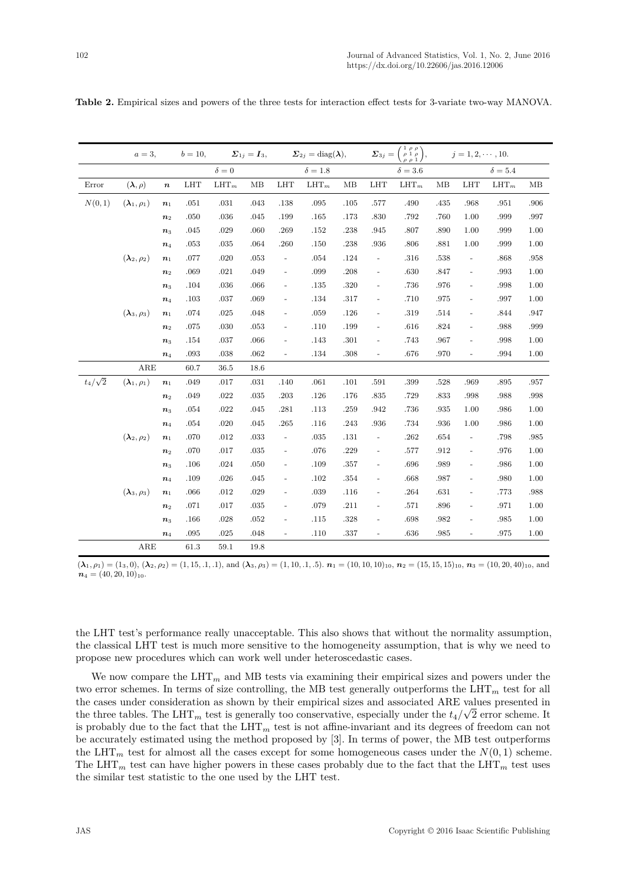**Table 2.** Empirical sizes and powers of the three tests for interaction effect tests for 3-variate two-way MANOVA.

| | $a=3$, | | $b=10$, | $\boldsymbol{\Sigma}_{1j}=\boldsymbol{I}_3$, | | $\boldsymbol{\Sigma}_{2j}=\text{diag}(\boldsymbol{\lambda})$, | | | $\boldsymbol{\Sigma}_{3j}=\begin{pmatrix}1&\rho&\rho\\ \rho&1&\rho\\ \rho&\rho&1\end{pmatrix}$, | | | $j=1,2,\cdots,10$. | | |
|---|---|---|---|---|---|---|---|---|---|---|---|---|---|---|
| | | | | $\delta=0$ | | | $\delta=1.8$ | | | $\delta=3.6$ | | | $\delta=5.4$ | |
| Error | $(\boldsymbol{\lambda},\rho)$ | $\boldsymbol{n}$ | LHT | LHT$_m$ | MB | LHT | LHT$_m$ | MB | LHT | LHT$_m$ | MB | LHT | LHT$_m$ | MB |
| $N(0,1)$ | $(\boldsymbol{\lambda}_1,\rho_1)$ | $\boldsymbol{n}_1$ | .051 | .031 | .043 | .138 | .095 | .105 | .577 | .490 | .435 | .968 | .951 | .906 |
| | | $\boldsymbol{n}_2$ | .050 | .036 | .045 | .199 | .165 | .173 | .830 | .792 | .760 | 1.00 | .999 | .997 |
| | | $\boldsymbol{n}_3$ | .045 | .029 | .060 | .269 | .152 | .238 | .945 | .807 | .890 | 1.00 | .999 | 1.00 |
| | | $\boldsymbol{n}_4$ | .053 | .035 | .064 | .260 | .150 | .238 | .936 | .806 | .881 | 1.00 | .999 | 1.00 |
| | $(\boldsymbol{\lambda}_2,\rho_2)$ | $\boldsymbol{n}_1$ | .077 | .020 | .053 | - | .054 | .124 | - | .316 | .538 | - | .868 | .958 |
| | | $\boldsymbol{n}_2$ | .069 | .021 | .049 | - | .099 | .208 | - | .630 | .847 | - | .993 | 1.00 |
| | | $\boldsymbol{n}_3$ | .104 | .036 | .066 | - | .135 | .320 | - | .736 | .976 | - | .998 | 1.00 |
| | | $\boldsymbol{n}_4$ | .103 | .037 | .069 | - | .134 | .317 | - | .710 | .975 | - | .997 | 1.00 |
| | $(\boldsymbol{\lambda}_3,\rho_3)$ | $\boldsymbol{n}_1$ | .074 | .025 | .048 | - | .059 | .126 | - | .319 | .514 | - | .844 | .947 |
| | | $\boldsymbol{n}_2$ | .075 | .030 | .053 | - | .110 | .199 | - | .616 | .824 | - | .988 | .999 |
| | | $\boldsymbol{n}_3$ | .154 | .037 | .066 | - | .143 | .301 | - | .743 | .967 | - | .998 | 1.00 |
| | | $\boldsymbol{n}_4$ | .093 | .038 | .062 | - | .134 | .308 | - | .676 | .970 | - | .994 | 1.00 |
| | ARE | | 60.7 | 36.5 | 18.6 | | | | | | | | | |
| $t_4/\sqrt{2}$ | $(\boldsymbol{\lambda}_1,\rho_1)$ | $\boldsymbol{n}_1$ | .049 | .017 | .031 | .140 | .061 | .101 | .591 | .399 | .528 | .969 | .895 | .957 |
| | | $\boldsymbol{n}_2$ | .049 | .022 | .035 | .203 | .126 | .176 | .835 | .729 | .833 | .998 | .988 | .998 |
| | | $\boldsymbol{n}_3$ | .054 | .022 | .045 | .281 | .113 | .259 | .942 | .736 | .935 | 1.00 | .986 | 1.00 |
| | | $\boldsymbol{n}_4$ | .054 | .020 | .045 | .265 | .116 | .243 | .936 | .734 | .936 | 1.00 | .986 | 1.00 |
| | $(\boldsymbol{\lambda}_2,\rho_2)$ | $\boldsymbol{n}_1$ | .070 | .012 | .033 | - | .035 | .131 | - | .262 | .654 | - | .798 | .985 |
| | | $\boldsymbol{n}_2$ | .070 | .017 | .035 | - | .076 | .229 | - | .577 | .912 | - | .976 | 1.00 |
| | | $\boldsymbol{n}_3$ | .106 | .024 | .050 | - | .109 | .357 | - | .696 | .989 | - | .986 | 1.00 |
| | | $\boldsymbol{n}_4$ | .109 | .026 | .045 | - | .102 | .354 | - | .668 | .987 | - | .980 | 1.00 |
| | $(\boldsymbol{\lambda}_3,\rho_3)$ | $\boldsymbol{n}_1$ | .066 | .012 | .029 | - | .039 | .116 | - | .264 | .631 | - | .773 | .988 |
| | | $\boldsymbol{n}_2$ | .071 | .017 | .035 | - | .079 | .211 | - | .571 | .896 | - | .971 | 1.00 |
| | | $\boldsymbol{n}_3$ | .166 | .028 | .052 | - | .115 | .328 | - | .698 | .982 | - | .985 | 1.00 |
| | | $\boldsymbol{n}_4$ | .095 | .025 | .048 | - | .110 | .337 | - | .636 | .985 | - | .975 | 1.00 |
| | ARE | | 61.3 | 59.1 | 19.8 | | | | | | | | | |

$(\boldsymbol{\lambda}_1,\rho_1)=(1_3,0)$, $(\boldsymbol{\lambda}_2,\rho_2)=(1,15,.1,.1)$, and $(\boldsymbol{\lambda}_3,\rho_3)=(1,10,.1,.5)$. $\boldsymbol{n}_1=(10,10,10)_{10}$, $\boldsymbol{n}_2=(15,15,15)_{10}$, $\boldsymbol{n}_3=(10,20,40)_{10}$, and $\boldsymbol{n}_4=(40,20,10)_{10}$.

the LHT test's performance really unacceptable. This also shows that without the normality assumption, the classical LHT test is much more sensitive to the homogeneity assumption, that is why we need to propose new procedures which can work well under heteroscedastic cases.

We now compare the LHT$_m$ and MB tests via examining their empirical sizes and powers under the two error schemes. In terms of size controlling, the MB test generally outperforms the LHT$_m$ test for all the cases under consideration as shown by their empirical sizes and associated ARE values presented in the three tables. The LHT$_m$ test is generally too conservative, especially under the $t_4/\sqrt{2}$ error scheme. It is probably due to the fact that the LHT$_m$ test is not affine-invariant and its degrees of freedom can not be accurately estimated using the method proposed by [3]. In terms of power, the MB test outperforms the LHT$_m$ test for almost all the cases except for some homogeneous cases under the $N(0,1)$ scheme. The LHT$_m$ test can have higher powers in these cases probably due to the fact that the LHT$_m$ test uses the similar test statistic to the one used by the LHT test.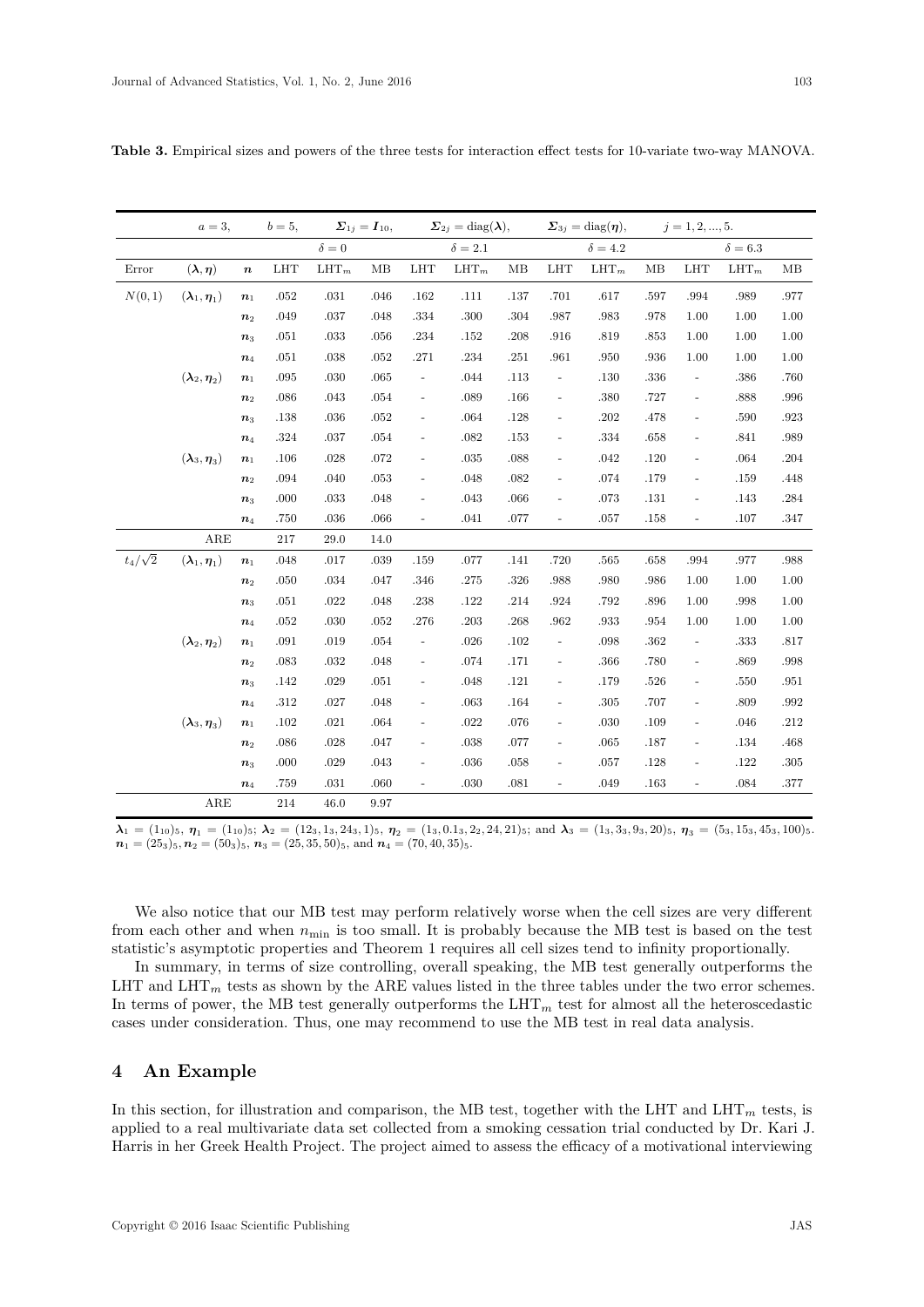**Table 3.** Empirical sizes and powers of the three tests for interaction effect tests for 10-variate two-way MANOVA.

| | $a = 3,$ | | $b = 5,$ | $\boldsymbol{\Sigma}_{1j} = \boldsymbol{I}_{10},$ | | | $\boldsymbol{\Sigma}_{2j} = \text{diag}(\boldsymbol{\lambda}),$ | | | $\boldsymbol{\Sigma}_{3j} = \text{diag}(\boldsymbol{\eta}),$ | | $j = 1, 2, ..., 5.$ | | |
|---|---|---|---|---|---|---|---|---|---|---|---|---|---|---|
| | | | | $\delta = 0$ | | | $\delta = 2.1$ | | | $\delta = 4.2$ | | | $\delta = 6.3$ | |
| Error | $(\boldsymbol{\lambda}, \boldsymbol{\eta})$ | $\boldsymbol{n}$ | LHT | $\text{LHT}_m$ | MB | LHT | $\text{LHT}_m$ | MB | LHT | $\text{LHT}_m$ | MB | LHT | $\text{LHT}_m$ | MB |
| $N(0,1)$ | $(\boldsymbol{\lambda}_1, \boldsymbol{\eta}_1)$ | $\boldsymbol{n}_1$ | .052 | .031 | .046 | .162 | .111 | .137 | .701 | .617 | .597 | .994 | .989 | .977 |
| | | $\boldsymbol{n}_2$ | .049 | .037 | .048 | .334 | .300 | .304 | .987 | .983 | .978 | 1.00 | 1.00 | 1.00 |
| | | $\boldsymbol{n}_3$ | .051 | .033 | .056 | .234 | .152 | .208 | .916 | .819 | .853 | 1.00 | 1.00 | 1.00 |
| | | $\boldsymbol{n}_4$ | .051 | .038 | .052 | .271 | .234 | .251 | .961 | .950 | .936 | 1.00 | 1.00 | 1.00 |
| | $(\boldsymbol{\lambda}_2, \boldsymbol{\eta}_2)$ | $\boldsymbol{n}_1$ | .095 | .030 | .065 | - | .044 | .113 | - | .130 | .336 | - | .386 | .760 |
| | | $\boldsymbol{n}_2$ | .086 | .043 | .054 | - | .089 | .166 | - | .380 | .727 | - | .888 | .996 |
| | | $\boldsymbol{n}_3$ | .138 | .036 | .052 | - | .064 | .128 | - | .202 | .478 | - | .590 | .923 |
| | | $\boldsymbol{n}_4$ | .324 | .037 | .054 | - | .082 | .153 | - | .334 | .658 | - | .841 | .989 |
| | $(\boldsymbol{\lambda}_3, \boldsymbol{\eta}_3)$ | $\boldsymbol{n}_1$ | .106 | .028 | .072 | - | .035 | .088 | - | .042 | .120 | - | .064 | .204 |
| | | $\boldsymbol{n}_2$ | .094 | .040 | .053 | - | .048 | .082 | - | .074 | .179 | - | .159 | .448 |
| | | $\boldsymbol{n}_3$ | .000 | .033 | .048 | - | .043 | .066 | - | .073 | .131 | - | .143 | .284 |
| | | $\boldsymbol{n}_4$ | .750 | .036 | .066 | - | .041 | .077 | - | .057 | .158 | - | .107 | .347 |
| | ARE | | 217 | 29.0 | 14.0 | | | | | | | | | |
| $t_4/\sqrt{2}$ | $(\boldsymbol{\lambda}_1, \boldsymbol{\eta}_1)$ | $\boldsymbol{n}_1$ | .048 | .017 | .039 | .159 | .077 | .141 | .720 | .565 | .658 | .994 | .977 | .988 |
| | | $\boldsymbol{n}_2$ | .050 | .034 | .047 | .346 | .275 | .326 | .988 | .980 | .986 | 1.00 | 1.00 | 1.00 |
| | | $\boldsymbol{n}_3$ | .051 | .022 | .048 | .238 | .122 | .214 | .924 | .792 | .896 | 1.00 | .998 | 1.00 |
| | | $\boldsymbol{n}_4$ | .052 | .030 | .052 | .276 | .203 | .268 | .962 | .933 | .954 | 1.00 | 1.00 | 1.00 |
| | $(\boldsymbol{\lambda}_2, \boldsymbol{\eta}_2)$ | $\boldsymbol{n}_1$ | .091 | .019 | .054 | - | .026 | .102 | - | .098 | .362 | - | .333 | .817 |
| | | $\boldsymbol{n}_2$ | .083 | .032 | .048 | - | .074 | .171 | - | .366 | .780 | - | .869 | .998 |
| | | $\boldsymbol{n}_3$ | .142 | .029 | .051 | - | .048 | .121 | - | .179 | .526 | - | .550 | .951 |
| | | $\boldsymbol{n}_4$ | .312 | .027 | .048 | - | .063 | .164 | - | .305 | .707 | - | .809 | .992 |
| | $(\boldsymbol{\lambda}_3, \boldsymbol{\eta}_3)$ | $\boldsymbol{n}_1$ | .102 | .021 | .064 | - | .022 | .076 | - | .030 | .109 | - | .046 | .212 |
| | | $\boldsymbol{n}_2$ | .086 | .028 | .047 | - | .038 | .077 | - | .065 | .187 | - | .134 | .468 |
| | | $\boldsymbol{n}_3$ | .000 | .029 | .043 | - | .036 | .058 | - | .057 | .128 | - | .122 | .305 |
| | | $\boldsymbol{n}_4$ | .759 | .031 | .060 | - | .030 | .081 | - | .049 | .163 | - | .084 | .377 |
| | ARE | | 214 | 46.0 | 9.97 | | | | | | | | | |

$\boldsymbol{\lambda}_1 = (1_{10})_5$, $\boldsymbol{\eta}_1 = (1_{10})_5$; $\boldsymbol{\lambda}_2 = (12_3, 1_3, 24_3, 1)_5$, $\boldsymbol{\eta}_2 = (1_3, 0.1_3, 2_2, 24, 21)_5$; and $\boldsymbol{\lambda}_3 = (1_3, 3_3, 9_3, 20)_5$, $\boldsymbol{\eta}_3 = (5_3, 15_3, 45_3, 100)_5$. $\boldsymbol{n}_1 = (25_3)_5$, $\boldsymbol{n}_2 = (50_3)_5$, $\boldsymbol{n}_3 = (25, 35, 50)_5$, and $\boldsymbol{n}_4 = (70, 40, 35)_5$.

We also notice that our MB test may perform relatively worse when the cell sizes are very different from each other and when $n_{\min}$ is too small. It is probably because the MB test is based on the test statistic's asymptotic properties and Theorem 1 requires all cell sizes tend to infinity proportionally.

In summary, in terms of size controlling, overall speaking, the MB test generally outperforms the LHT and $\text{LHT}_m$ tests as shown by the ARE values listed in the three tables under the two error schemes. In terms of power, the MB test generally outperforms the $\text{LHT}_m$ test for almost all the heteroscedastic cases under consideration. Thus, one may recommend to use the MB test in real data analysis.

## 4 An Example

In this section, for illustration and comparison, the MB test, together with the LHT and $\text{LHT}_m$ tests, is applied to a real multivariate data set collected from a smoking cessation trial conducted by Dr. Kari J. Harris in her Greek Health Project. The project aimed to assess the efficacy of a motivational interviewing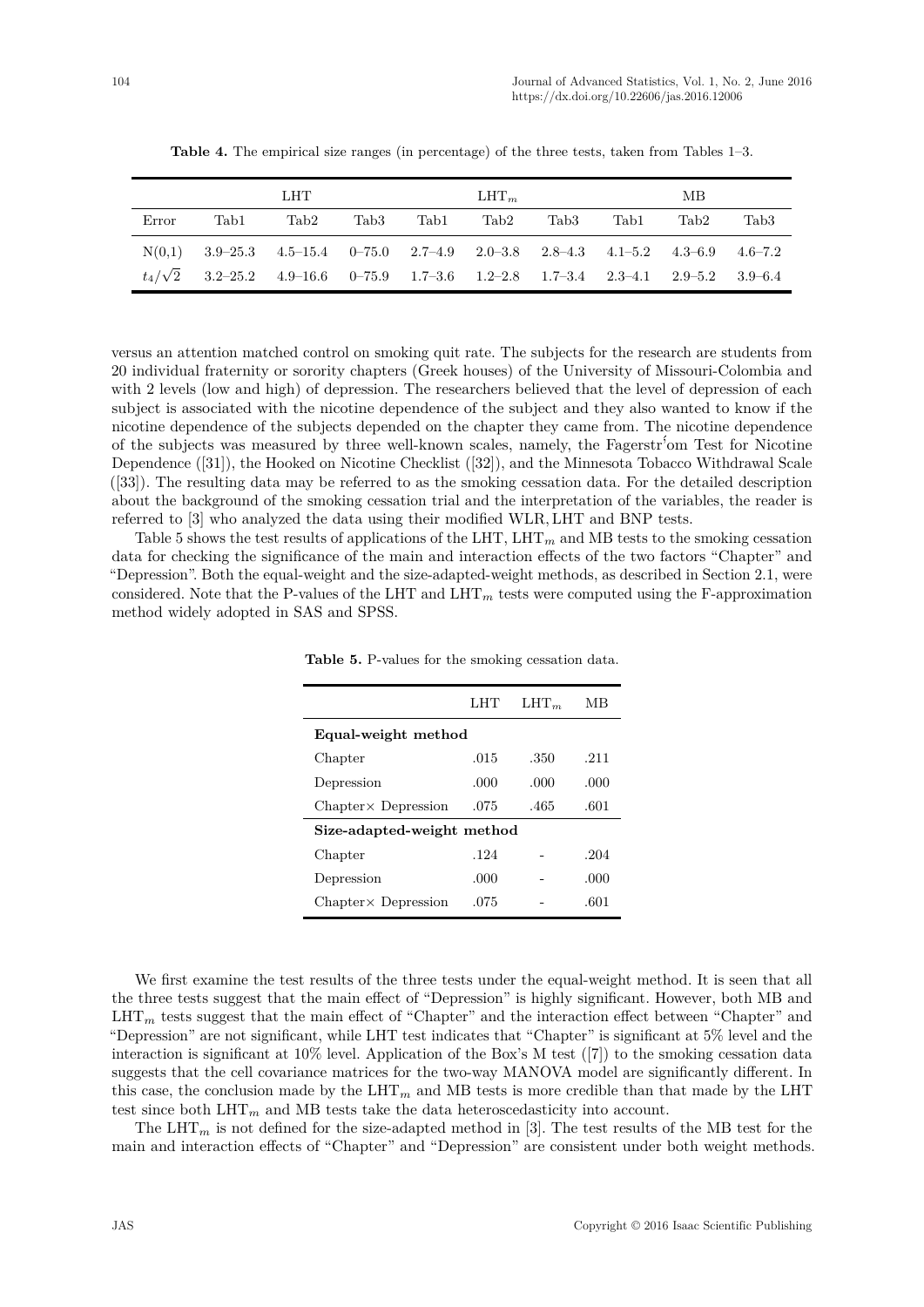**Table 4.** The empirical size ranges (in percentage) of the three tests, taken from Tables 1–3.

| | LHT | | | $\text{LHT}_m$ | | | MB | | |
|---|---|---|---|---|---|---|---|---|---|
| Error | Tab1 | Tab2 | Tab3 | Tab1 | Tab2 | Tab3 | Tab1 | Tab2 | Tab3 |
| N(0,1) | 3.9–25.3 | 4.5–15.4 | 0–75.0 | 2.7–4.9 | 2.0–3.8 | 2.8–4.3 | 4.1–5.2 | 4.3–6.9 | 4.6–7.2 |
| $t_4/\sqrt{2}$ | 3.2–25.2 | 4.9–16.6 | 0–75.9 | 1.7–3.6 | 1.2–2.8 | 1.7–3.4 | 2.3–4.1 | 2.9–5.2 | 3.9–6.4 |

versus an attention matched control on smoking quit rate. The subjects for the research are students from 20 individual fraternity or sorority chapters (Greek houses) of the University of Missouri-Colombia and with 2 levels (low and high) of depression. The researchers believed that the level of depression of each subject is associated with the nicotine dependence of the subject and they also wanted to know if the nicotine dependence of the subjects depended on the chapter they came from. The nicotine dependence of the subjects was measured by three well-known scales, namely, the Fagerström Test for Nicotine Dependence ([31]), the Hooked on Nicotine Checklist ([32]), and the Minnesota Tobacco Withdrawal Scale ([33]). The resulting data may be referred to as the smoking cessation data. For the detailed description about the background of the smoking cessation trial and the interpretation of the variables, the reader is referred to [3] who analyzed the data using their modified WLR, LHT and BNP tests.

Table 5 shows the test results of applications of the LHT, $\text{LHT}_m$ and MB tests to the smoking cessation data for checking the significance of the main and interaction effects of the two factors "Chapter" and "Depression". Both the equal-weight and the size-adapted-weight methods, as described in Section 2.1, were considered. Note that the P-values of the LHT and $\text{LHT}_m$ tests were computed using the F-approximation method widely adopted in SAS and SPSS.

**Table 5.** P-values for the smoking cessation data.

| | LHT | $\text{LHT}_m$ | MB |
|---|---|---|---|
| **Equal-weight method** | | | |
| Chapter | .015 | .350 | .211 |
| Depression | .000 | .000 | .000 |
| Chapter× Depression | .075 | .465 | .601 |
| **Size-adapted-weight method** | | | |
| Chapter | .124 | - | .204 |
| Depression | .000 | - | .000 |
| Chapter× Depression | .075 | - | .601 |

We first examine the test results of the three tests under the equal-weight method. It is seen that all the three tests suggest that the main effect of "Depression" is highly significant. However, both MB and $\text{LHT}_m$ tests suggest that the main effect of "Chapter" and the interaction effect between "Chapter" and "Depression" are not significant, while LHT test indicates that "Chapter" is significant at 5% level and the interaction is significant at 10% level. Application of the Box's M test ([7]) to the smoking cessation data suggests that the cell covariance matrices for the two-way MANOVA model are significantly different. In this case, the conclusion made by the $\text{LHT}_m$ and MB tests is more credible than that made by the LHT test since both $\text{LHT}_m$ and MB tests take the data heteroscedasticity into account.

The $\text{LHT}_m$ is not defined for the size-adapted method in [3]. The test results of the MB test for the main and interaction effects of "Chapter" and "Depression" are consistent under both weight methods.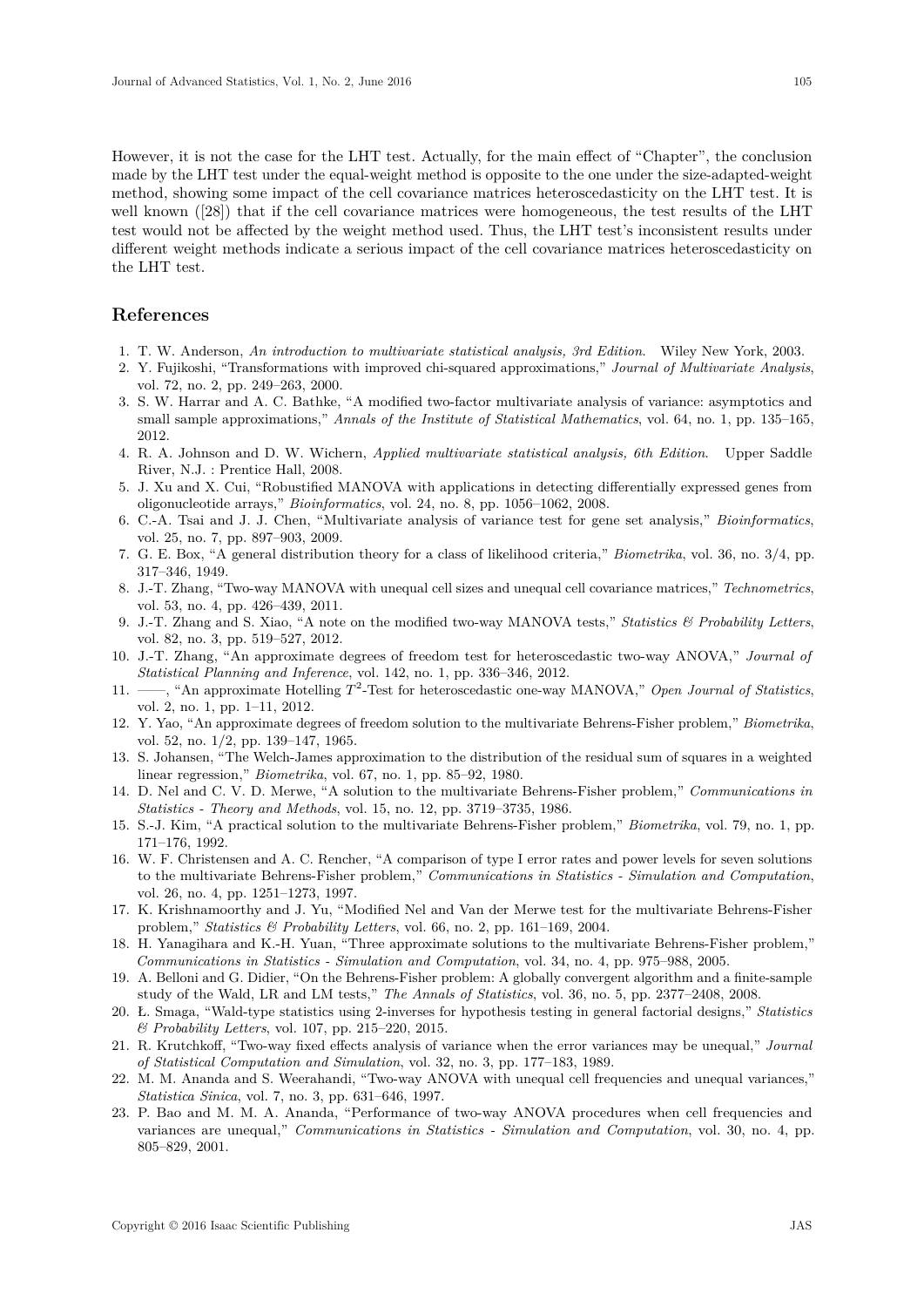However, it is not the case for the LHT test. Actually, for the main effect of "Chapter", the conclusion made by the LHT test under the equal-weight method is opposite to the one under the size-adapted-weight method, showing some impact of the cell covariance matrices heteroscedasticity on the LHT test. It is well known ([28]) that if the cell covariance matrices were homogeneous, the test results of the LHT test would not be affected by the weight method used. Thus, the LHT test's inconsistent results under different weight methods indicate a serious impact of the cell covariance matrices heteroscedasticity on the LHT test.

## References

1. T. W. Anderson, *An introduction to multivariate statistical analysis, 3rd Edition*. Wiley New York, 2003.
2. Y. Fujikoshi, "Transformations with improved chi-squared approximations," *Journal of Multivariate Analysis*, vol. 72, no. 2, pp. 249–263, 2000.
3. S. W. Harrar and A. C. Bathke, "A modified two-factor multivariate analysis of variance: asymptotics and small sample approximations," *Annals of the Institute of Statistical Mathematics*, vol. 64, no. 1, pp. 135–165, 2012.
4. R. A. Johnson and D. W. Wichern, *Applied multivariate statistical analysis, 6th Edition*. Upper Saddle River, N.J. : Prentice Hall, 2008.
5. J. Xu and X. Cui, "Robustified MANOVA with applications in detecting differentially expressed genes from oligonucleotide arrays," *Bioinformatics*, vol. 24, no. 8, pp. 1056–1062, 2008.
6. C.-A. Tsai and J. J. Chen, "Multivariate analysis of variance test for gene set analysis," *Bioinformatics*, vol. 25, no. 7, pp. 897–903, 2009.
7. G. E. Box, "A general distribution theory for a class of likelihood criteria," *Biometrika*, vol. 36, no. 3/4, pp. 317–346, 1949.
8. J.-T. Zhang, "Two-way MANOVA with unequal cell sizes and unequal cell covariance matrices," *Technometrics*, vol. 53, no. 4, pp. 426–439, 2011.
9. J.-T. Zhang and S. Xiao, "A note on the modified two-way MANOVA tests," *Statistics & Probability Letters*, vol. 82, no. 3, pp. 519–527, 2012.
10. J.-T. Zhang, "An approximate degrees of freedom test for heteroscedastic two-way ANOVA," *Journal of Statistical Planning and Inference*, vol. 142, no. 1, pp. 336–346, 2012.
11. ——, "An approximate Hotelling $T^2$-Test for heteroscedastic one-way MANOVA," *Open Journal of Statistics*, vol. 2, no. 1, pp. 1–11, 2012.
12. Y. Yao, "An approximate degrees of freedom solution to the multivariate Behrens-Fisher problem," *Biometrika*, vol. 52, no. 1/2, pp. 139–147, 1965.
13. S. Johansen, "The Welch-James approximation to the distribution of the residual sum of squares in a weighted linear regression," *Biometrika*, vol. 67, no. 1, pp. 85–92, 1980.
14. D. Nel and C. V. D. Merwe, "A solution to the multivariate Behrens-Fisher problem," *Communications in Statistics - Theory and Methods*, vol. 15, no. 12, pp. 3719–3735, 1986.
15. S.-J. Kim, "A practical solution to the multivariate Behrens-Fisher problem," *Biometrika*, vol. 79, no. 1, pp. 171–176, 1992.
16. W. F. Christensen and A. C. Rencher, "A comparison of type I error rates and power levels for seven solutions to the multivariate Behrens-Fisher problem," *Communications in Statistics - Simulation and Computation*, vol. 26, no. 4, pp. 1251–1273, 1997.
17. K. Krishnamoorthy and J. Yu, "Modified Nel and Van der Merwe test for the multivariate Behrens-Fisher problem," *Statistics & Probability Letters*, vol. 66, no. 2, pp. 161–169, 2004.
18. H. Yanagihara and K.-H. Yuan, "Three approximate solutions to the multivariate Behrens-Fisher problem," *Communications in Statistics - Simulation and Computation*, vol. 34, no. 4, pp. 975–988, 2005.
19. A. Belloni and G. Didier, "On the Behrens-Fisher problem: A globally convergent algorithm and a finite-sample study of the Wald, LR and LM tests," *The Annals of Statistics*, vol. 36, no. 5, pp. 2377–2408, 2008.
20. Ł. Smaga, "Wald-type statistics using 2-inverses for hypothesis testing in general factorial designs," *Statistics & Probability Letters*, vol. 107, pp. 215–220, 2015.
21. R. Krutchkoff, "Two-way fixed effects analysis of variance when the error variances may be unequal," *Journal of Statistical Computation and Simulation*, vol. 32, no. 3, pp. 177–183, 1989.
22. M. M. Ananda and S. Weerahandi, "Two-way ANOVA with unequal cell frequencies and unequal variances," *Statistica Sinica*, vol. 7, no. 3, pp. 631–646, 1997.
23. P. Bao and M. M. A. Ananda, "Performance of two-way ANOVA procedures when cell frequencies and variances are unequal," *Communications in Statistics - Simulation and Computation*, vol. 30, no. 4, pp. 805–829, 2001.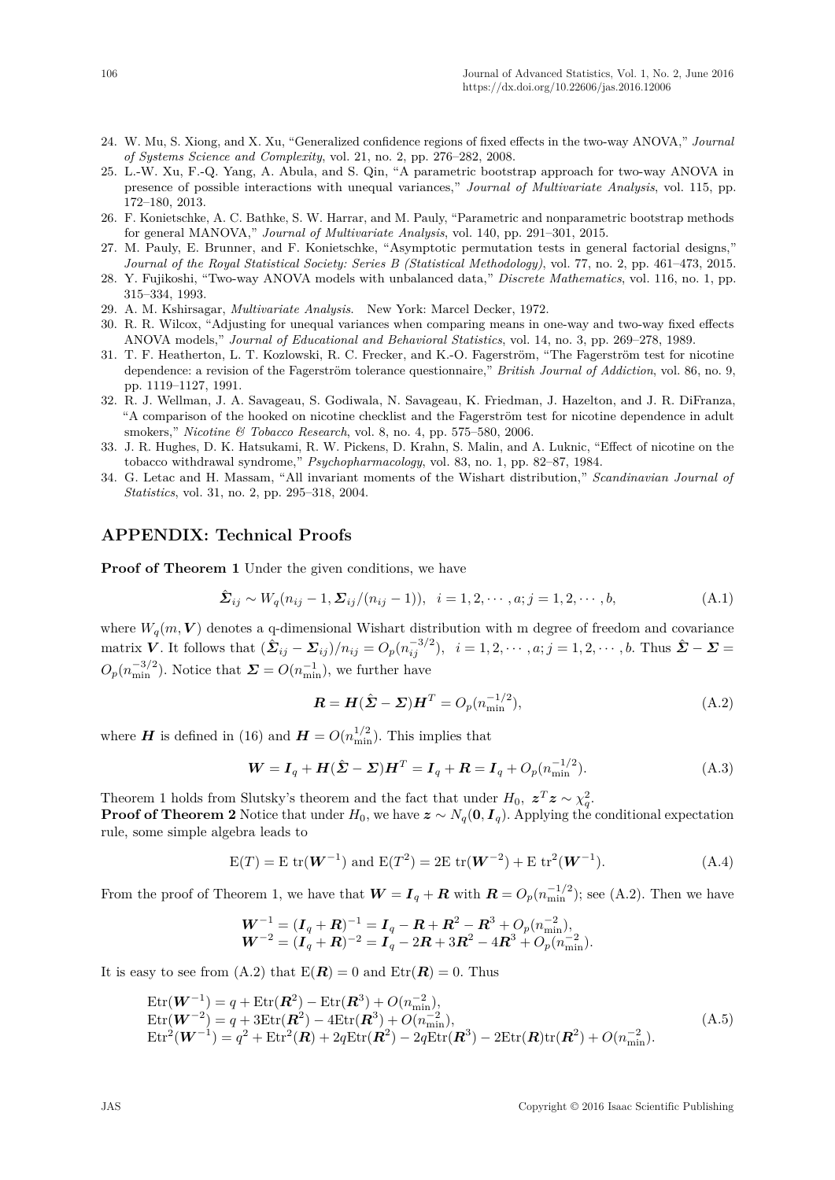24. W. Mu, S. Xiong, and X. Xu, "Generalized confidence regions of fixed effects in the two-way ANOVA," *Journal of Systems Science and Complexity*, vol. 21, no. 2, pp. 276–282, 2008.
25. L.-W. Xu, F.-Q. Yang, A. Abula, and S. Qin, "A parametric bootstrap approach for two-way ANOVA in presence of possible interactions with unequal variances," *Journal of Multivariate Analysis*, vol. 115, pp. 172–180, 2013.
26. F. Konietschke, A. C. Bathke, S. W. Harrar, and M. Pauly, "Parametric and nonparametric bootstrap methods for general MANOVA," *Journal of Multivariate Analysis*, vol. 140, pp. 291–301, 2015.
27. M. Pauly, E. Brunner, and F. Konietschke, "Asymptotic permutation tests in general factorial designs," *Journal of the Royal Statistical Society: Series B (Statistical Methodology)*, vol. 77, no. 2, pp. 461–473, 2015.
28. Y. Fujikoshi, "Two-way ANOVA models with unbalanced data," *Discrete Mathematics*, vol. 116, no. 1, pp. 315–334, 1993.
29. A. M. Kshirsagar, *Multivariate Analysis*. New York: Marcel Decker, 1972.
30. R. R. Wilcox, "Adjusting for unequal variances when comparing means in one-way and two-way fixed effects ANOVA models," *Journal of Educational and Behavioral Statistics*, vol. 14, no. 3, pp. 269–278, 1989.
31. T. F. Heatherton, L. T. Kozlowski, R. C. Frecker, and K.-O. Fagerström, "The Fagerström test for nicotine dependence: a revision of the Fagerström tolerance questionnaire," *British Journal of Addiction*, vol. 86, no. 9, pp. 1119–1127, 1991.
32. R. J. Wellman, J. A. Savageau, S. Godiwala, N. Savageau, K. Friedman, J. Hazelton, and J. R. DiFranza, "A comparison of the hooked on nicotine checklist and the Fagerström test for nicotine dependence in adult smokers," *Nicotine & Tobacco Research*, vol. 8, no. 4, pp. 575–580, 2006.
33. J. R. Hughes, D. K. Hatsukami, R. W. Pickens, D. Krahn, S. Malin, and A. Luknic, "Effect of nicotine on the tobacco withdrawal syndrome," *Psychopharmacology*, vol. 83, no. 1, pp. 82–87, 1984.
34. G. Letac and H. Massam, "All invariant moments of the Wishart distribution," *Scandinavian Journal of Statistics*, vol. 31, no. 2, pp. 295–318, 2004.

## APPENDIX: Technical Proofs

**Proof of Theorem 1** Under the given conditions, we have

$$\hat{\boldsymbol{\Sigma}}_{ij} \sim W_q(n_{ij}-1, \boldsymbol{\Sigma}_{ij}/(n_{ij}-1)), \quad i=1,2,\cdots,a; j=1,2,\cdots,b, \tag{A.1}$$

where $W_q(m, \boldsymbol{V})$ denotes a q-dimensional Wishart distribution with m degree of freedom and covariance matrix $\boldsymbol{V}$. It follows that $(\hat{\boldsymbol{\Sigma}}_{ij} - \boldsymbol{\Sigma}_{ij})/n_{ij} = O_p(n_{ij}^{-3/2}), \quad i=1,2,\cdots,a; j=1,2,\cdots,b$. Thus $\hat{\boldsymbol{\Sigma}} - \boldsymbol{\Sigma} = O_p(n_{\min}^{-3/2})$. Notice that $\boldsymbol{\Sigma} = O(n_{\min}^{-1})$, we further have

$$\boldsymbol{R} = \boldsymbol{H}(\hat{\boldsymbol{\Sigma}} - \boldsymbol{\Sigma})\boldsymbol{H}^T = O_p(n_{\min}^{-1/2}), \tag{A.2}$$

where $\boldsymbol{H}$ is defined in (16) and $\boldsymbol{H} = O(n_{\min}^{1/2})$. This implies that

$$\boldsymbol{W} = \boldsymbol{I}_q + \boldsymbol{H}(\hat{\boldsymbol{\Sigma}} - \boldsymbol{\Sigma})\boldsymbol{H}^T = \boldsymbol{I}_q + \boldsymbol{R} = \boldsymbol{I}_q + O_p(n_{\min}^{-1/2}). \tag{A.3}$$

Theorem 1 holds from Slutsky's theorem and the fact that under $H_0$, $\boldsymbol{z}^T\boldsymbol{z} \sim \chi_q^2$.

**Proof of Theorem 2** Notice that under $H_0$, we have $\boldsymbol{z} \sim N_q(\boldsymbol{0}, \boldsymbol{I}_q)$. Applying the conditional expectation rule, some simple algebra leads to

$$\mathrm{E}(T) = \mathrm{E}\ \mathrm{tr}(\boldsymbol{W}^{-1}) \text{ and } \mathrm{E}(T^2) = 2\mathrm{E}\ \mathrm{tr}(\boldsymbol{W}^{-2}) + \mathrm{E}\ \mathrm{tr}^2(\boldsymbol{W}^{-1}). \tag{A.4}$$

From the proof of Theorem 1, we have that $\boldsymbol{W} = \boldsymbol{I}_q + \boldsymbol{R}$ with $\boldsymbol{R} = O_p(n_{\min}^{-1/2})$; see (A.2). Then we have

$$\begin{aligned}
\boldsymbol{W}^{-1} &= (\boldsymbol{I}_q + \boldsymbol{R})^{-1} = \boldsymbol{I}_q - \boldsymbol{R} + \boldsymbol{R}^2 - \boldsymbol{R}^3 + O_p(n_{\min}^{-2}),\\
\boldsymbol{W}^{-2} &= (\boldsymbol{I}_q + \boldsymbol{R})^{-2} = \boldsymbol{I}_q - 2\boldsymbol{R} + 3\boldsymbol{R}^2 - 4\boldsymbol{R}^3 + O_p(n_{\min}^{-2}).
\end{aligned}$$

It is easy to see from (A.2) that $\mathrm{E}(\boldsymbol{R}) = 0$ and $\mathrm{Etr}(\boldsymbol{R}) = 0$. Thus

$$\begin{aligned}
&\mathrm{Etr}(\boldsymbol{W}^{-1}) = q + \mathrm{Etr}(\boldsymbol{R}^2) - \mathrm{Etr}(\boldsymbol{R}^3) + O(n_{\min}^{-2}),\\
&\mathrm{Etr}(\boldsymbol{W}^{-2}) = q + 3\mathrm{Etr}(\boldsymbol{R}^2) - 4\mathrm{Etr}(\boldsymbol{R}^3) + O(n_{\min}^{-2}),\\
&\mathrm{Etr}^2(\boldsymbol{W}^{-1}) = q^2 + \mathrm{Etr}^2(\boldsymbol{R}) + 2q\mathrm{Etr}(\boldsymbol{R}^2) - 2q\mathrm{Etr}(\boldsymbol{R}^3) - 2\mathrm{Etr}(\boldsymbol{R})\mathrm{tr}(\boldsymbol{R}^2) + O(n_{\min}^{-2}).
\end{aligned} \tag{A.5}$$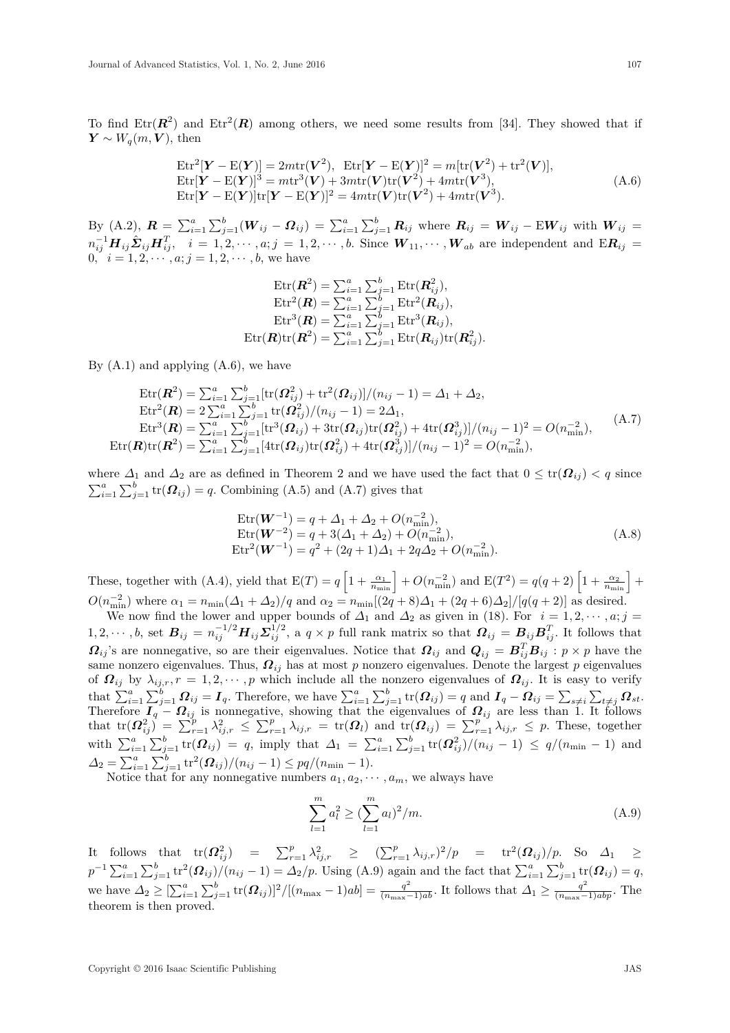To find $\mathrm{Etr}(\boldsymbol{R}^2)$ and $\mathrm{Etr}^2(\boldsymbol{R})$ among others, we need some results from [34]. They showed that if $\boldsymbol{Y} \sim W_q(m, \boldsymbol{V})$, then

$$
\begin{array}{c}
\mathrm{Etr}^2[\boldsymbol{Y} - \mathrm{E}(\boldsymbol{Y})] = 2m\mathrm{tr}(\boldsymbol{V}^2), \;\; \mathrm{Etr}[\boldsymbol{Y} - \mathrm{E}(\boldsymbol{Y})]^2 = m[\mathrm{tr}(\boldsymbol{V}^2) + \mathrm{tr}^2(\boldsymbol{V})], \\
\mathrm{Etr}[\boldsymbol{Y} - \mathrm{E}(\boldsymbol{Y})]^3 = m\mathrm{tr}^3(\boldsymbol{V}) + 3m\mathrm{tr}(\boldsymbol{V})\mathrm{tr}(\boldsymbol{V}^2) + 4m\mathrm{tr}(\boldsymbol{V}^3), \\
\mathrm{Etr}[\boldsymbol{Y} - \mathrm{E}(\boldsymbol{Y})]\mathrm{tr}[\boldsymbol{Y} - \mathrm{E}(\boldsymbol{Y})]^2 = 4m\mathrm{tr}(\boldsymbol{V})\mathrm{tr}(\boldsymbol{V}^2) + 4m\mathrm{tr}(\boldsymbol{V}^3).
\end{array}
\tag{A.6}
$$

By (A.2), $\boldsymbol{R} = \sum_{i=1}^a \sum_{j=1}^b (\boldsymbol{W}_{ij} - \boldsymbol{\Omega}_{ij}) = \sum_{i=1}^a \sum_{j=1}^b \boldsymbol{R}_{ij}$ where $\boldsymbol{R}_{ij} = \boldsymbol{W}_{ij} - \mathrm{E}\boldsymbol{W}_{ij}$ with $\boldsymbol{W}_{ij} = n_{ij}^{-1}\boldsymbol{H}_{ij}\hat{\boldsymbol{\Sigma}}_{ij}\boldsymbol{H}_{ij}^T$, $\;i = 1, 2, \cdots, a; j = 1, 2, \cdots, b$. Since $\boldsymbol{W}_{11}, \cdots, \boldsymbol{W}_{ab}$ are independent and $\mathrm{E}\boldsymbol{R}_{ij} = 0$, $\;i = 1, 2, \cdots, a; j = 1, 2, \cdots, b$, we have

$$
\begin{array}{c}
\mathrm{Etr}(\boldsymbol{R}^2) = \sum_{i=1}^a \sum_{j=1}^b \mathrm{Etr}(\boldsymbol{R}_{ij}^2), \\
\mathrm{Etr}^2(\boldsymbol{R}) = \sum_{i=1}^a \sum_{j=1}^b \mathrm{Etr}^2(\boldsymbol{R}_{ij}), \\
\mathrm{Etr}^3(\boldsymbol{R}) = \sum_{i=1}^a \sum_{j=1}^b \mathrm{Etr}^3(\boldsymbol{R}_{ij}), \\
\mathrm{Etr}(\boldsymbol{R})\mathrm{tr}(\boldsymbol{R}^2) = \sum_{i=1}^a \sum_{j=1}^b \mathrm{Etr}(\boldsymbol{R}_{ij})\mathrm{tr}(\boldsymbol{R}_{ij}^2).
\end{array}
$$

By (A.1) and applying (A.6), we have

$$
\begin{array}{c}
\mathrm{Etr}(\boldsymbol{R}^2) = \sum_{i=1}^a \sum_{j=1}^b [\mathrm{tr}(\boldsymbol{\Omega}_{ij}^2) + \mathrm{tr}^2(\boldsymbol{\Omega}_{ij})]/(n_{ij} - 1) = \Delta_1 + \Delta_2, \\
\mathrm{Etr}^2(\boldsymbol{R}) = 2\sum_{i=1}^a \sum_{j=1}^b \mathrm{tr}(\boldsymbol{\Omega}_{ij}^2)/(n_{ij} - 1) = 2\Delta_1, \\
\mathrm{Etr}^3(\boldsymbol{R}) = \sum_{i=1}^a \sum_{j=1}^b [\mathrm{tr}^3(\boldsymbol{\Omega}_{ij}) + 3\mathrm{tr}(\boldsymbol{\Omega}_{ij})\mathrm{tr}(\boldsymbol{\Omega}_{ij}^2) + 4\mathrm{tr}(\boldsymbol{\Omega}_{ij}^3)]/(n_{ij} - 1)^2 = O(n_{\min}^{-2}), \\
\mathrm{Etr}(\boldsymbol{R})\mathrm{tr}(\boldsymbol{R}^2) = \sum_{i=1}^a \sum_{j=1}^b [4\mathrm{tr}(\boldsymbol{\Omega}_{ij})\mathrm{tr}(\boldsymbol{\Omega}_{ij}^2) + 4\mathrm{tr}(\boldsymbol{\Omega}_{ij}^3)]/(n_{ij} - 1)^2 = O(n_{\min}^{-2}),
\end{array}
\tag{A.7}
$$

where $\Delta_1$ and $\Delta_2$ are as defined in Theorem 2 and we have used the fact that $0 \le \mathrm{tr}(\boldsymbol{\Omega}_{ij}) < q$ since $\sum_{i=1}^a \sum_{j=1}^b \mathrm{tr}(\boldsymbol{\Omega}_{ij}) = q$. Combining (A.5) and (A.7) gives that

$$
\begin{array}{c}
\mathrm{Etr}(\boldsymbol{W}^{-1}) = q + \Delta_1 + \Delta_2 + O(n_{\min}^{-2}), \\
\mathrm{Etr}(\boldsymbol{W}^{-2}) = q + 3(\Delta_1 + \Delta_2) + O(n_{\min}^{-2}), \\
\mathrm{Etr}^2(\boldsymbol{W}^{-1}) = q^2 + (2q + 1)\Delta_1 + 2q\Delta_2 + O(n_{\min}^{-2}).
\end{array}
\tag{A.8}
$$

These, together with (A.4), yield that $\mathrm{E}(T) = q\left[1 + \frac{\alpha_1}{n_{\min}}\right] + O(n_{\min}^{-2})$ and $\mathrm{E}(T^2) = q(q+2)\left[1 + \frac{\alpha_2}{n_{\min}}\right] + O(n_{\min}^{-2})$ where $\alpha_1 = n_{\min}(\Delta_1 + \Delta_2)/q$ and $\alpha_2 = n_{\min}[(2q + 8)\Delta_1 + (2q + 6)\Delta_2]/[q(q + 2)]$ as desired.

We now find the lower and upper bounds of $\Delta_1$ and $\Delta_2$ as given in (18). For $\;i = 1, 2, \cdots, a; j = 1, 2, \cdots, b$, set $\boldsymbol{B}_{ij} = n_{ij}^{-1/2}\boldsymbol{H}_{ij}\boldsymbol{\Sigma}_{ij}^{1/2}$, a $q \times p$ full rank matrix so that $\boldsymbol{\Omega}_{ij} = \boldsymbol{B}_{ij}\boldsymbol{B}_{ij}^T$. It follows that $\boldsymbol{\Omega}_{ij}$'s are nonnegative, so are their eigenvalues. Notice that $\boldsymbol{\Omega}_{ij}$ and $\boldsymbol{Q}_{ij} = \boldsymbol{B}_{ij}^T\boldsymbol{B}_{ij} : p \times p$ have the same nonzero eigenvalues. Thus, $\boldsymbol{\Omega}_{ij}$ has at most $p$ nonzero eigenvalues. Denote the largest $p$ eigenvalues of $\boldsymbol{\Omega}_{ij}$ by $\lambda_{ij,r}, r = 1, 2, \cdots, p$ which include all the nonzero eigenvalues of $\boldsymbol{\Omega}_{ij}$. It is easy to verify that $\sum_{i=1}^a \sum_{j=1}^b \boldsymbol{\Omega}_{ij} = \boldsymbol{I}_q$. Therefore, we have $\sum_{i=1}^a \sum_{j=1}^b \mathrm{tr}(\boldsymbol{\Omega}_{ij}) = q$ and $\boldsymbol{I}_q - \boldsymbol{\Omega}_{ij} = \sum_{s \ne i} \sum_{t \ne j} \boldsymbol{\Omega}_{st}$. Therefore $\boldsymbol{I}_q - \boldsymbol{\Omega}_{ij}$ is nonnegative, showing that the eigenvalues of $\boldsymbol{\Omega}_{ij}$ are less than 1. It follows that $\mathrm{tr}(\boldsymbol{\Omega}_{ij}^2) = \sum_{r=1}^p \lambda_{ij,r}^2 \le \sum_{r=1}^p \lambda_{ij,r} = \mathrm{tr}(\boldsymbol{\Omega}_l)$ and $\mathrm{tr}(\boldsymbol{\Omega}_{ij}) = \sum_{r=1}^p \lambda_{ij,r} \le p$. These, together with $\sum_{i=1}^a \sum_{j=1}^b \mathrm{tr}(\boldsymbol{\Omega}_{ij}) = q$, imply that $\Delta_1 = \sum_{i=1}^a \sum_{j=1}^b \mathrm{tr}(\boldsymbol{\Omega}_{ij}^2)/(n_{ij} - 1) \le q/(n_{\min} - 1)$ and $\Delta_2 = \sum_{i=1}^a \sum_{j=1}^b \mathrm{tr}^2(\boldsymbol{\Omega}_{ij})/(n_{ij} - 1) \le pq/(n_{\min} - 1)$.

Notice that for any nonnegative numbers $a_1, a_2, \cdots, a_m$, we always have

$$
\sum_{l=1}^m a_l^2 \ge (\sum_{l=1}^m a_l)^2/m.
\tag{A.9}
$$

It follows that $\mathrm{tr}(\boldsymbol{\Omega}_{ij}^2) = \sum_{r=1}^p \lambda_{ij,r}^2 \ge (\sum_{r=1}^p \lambda_{ij,r})^2/p = \mathrm{tr}^2(\boldsymbol{\Omega}_{ij})/p$. So $\Delta_1 \ge p^{-1}\sum_{i=1}^a \sum_{j=1}^b \mathrm{tr}^2(\boldsymbol{\Omega}_{ij})/(n_{ij} - 1) = \Delta_2/p$. Using (A.9) again and the fact that $\sum_{i=1}^a \sum_{j=1}^b \mathrm{tr}(\boldsymbol{\Omega}_{ij}) = q$, we have $\Delta_2 \ge [\sum_{i=1}^a \sum_{j=1}^b \mathrm{tr}(\boldsymbol{\Omega}_{ij})]^2/[(n_{\max} - 1)ab] = \frac{q^2}{(n_{\max} - 1)ab}$. It follows that $\Delta_1 \ge \frac{q^2}{(n_{\max} - 1)abp}$. The theorem is then proved.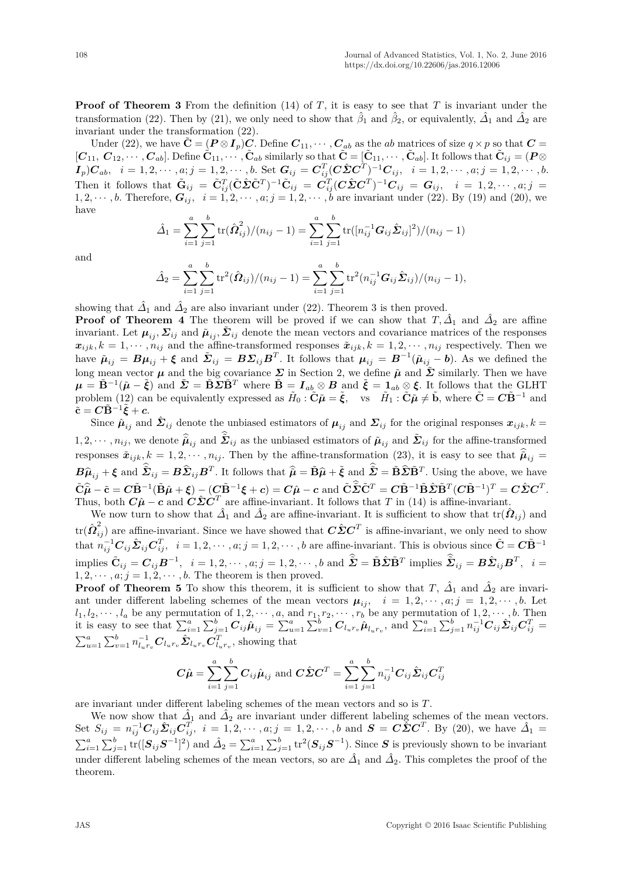**Proof of Theorem 3** From the definition (14) of $T$, it is easy to see that $T$ is invariant under the transformation (22). Then by (21), we only need to show that $\hat{\beta}_1$ and $\hat{\beta}_2$, or equivalently, $\hat{\Delta}_1$ and $\hat{\Delta}_2$ are invariant under the transformation (22).

Under (22), we have $\tilde{\mathbf{C}} = (\boldsymbol{P} \otimes \boldsymbol{I}_p)\boldsymbol{C}$. Define $\boldsymbol{C}_{11}, \cdots, \boldsymbol{C}_{ab}$ as the $ab$ matrices of size $q \times p$ so that $\boldsymbol{C} = [\boldsymbol{C}_{11}, \boldsymbol{C}_{12}, \cdots, \boldsymbol{C}_{ab}]$. Define $\tilde{\mathbf{C}}_{11}, \cdots, \tilde{\mathbf{C}}_{ab}$ similarly so that $\tilde{\mathbf{C}} = [\tilde{\mathbf{C}}_{11}, \cdots, \tilde{\mathbf{C}}_{ab}]$. It follows that $\tilde{\mathbf{C}}_{ij} = (\boldsymbol{P} \otimes \boldsymbol{I}_p)\boldsymbol{C}_{ab}, \quad i = 1, 2, \cdots, a; j = 1, 2, \cdots, b$. Set $\boldsymbol{G}_{ij} = \boldsymbol{C}_{ij}^T(\boldsymbol{C}\hat{\boldsymbol{\Sigma}}\boldsymbol{C}^T)^{-1}\boldsymbol{C}_{ij}, \quad i = 1, 2, \cdots, a; j = 1, 2, \cdots, b$. Then it follows that $\tilde{\mathbf{G}}_{ij} = \tilde{\mathbf{C}}_{ij}^T(\tilde{\mathbf{C}}\hat{\boldsymbol{\Sigma}}\tilde{\mathbf{C}}^T)^{-1}\tilde{\mathbf{C}}_{ij} = \boldsymbol{C}_{ij}^T(\boldsymbol{C}\hat{\boldsymbol{\Sigma}}\boldsymbol{C}^T)^{-1}\boldsymbol{C}_{ij} = \boldsymbol{G}_{ij}, \quad i = 1, 2, \cdots, a; j = 1, 2, \cdots, b$. Therefore, $\boldsymbol{G}_{ij}, \quad i = 1, 2, \cdots, a; j = 1, 2, \cdots, b$ are invariant under (22). By (19) and (20), we have

$$\hat{\Delta}_1 = \sum_{i=1}^{a}\sum_{j=1}^{b} \mathrm{tr}(\hat{\boldsymbol{\Omega}}_{ij}^2)/(n_{ij}-1) = \sum_{i=1}^{a}\sum_{j=1}^{b} \mathrm{tr}([n_{ij}^{-1}\boldsymbol{G}_{ij}\hat{\boldsymbol{\Sigma}}_{ij}]^2)/(n_{ij}-1)$$

and

$$\hat{\Delta}_2 = \sum_{i=1}^{a}\sum_{j=1}^{b} \mathrm{tr}^2(\hat{\boldsymbol{\Omega}}_{ij})/(n_{ij}-1) = \sum_{i=1}^{a}\sum_{j=1}^{b} \mathrm{tr}^2(n_{ij}^{-1}\boldsymbol{G}_{ij}\hat{\boldsymbol{\Sigma}}_{ij})/(n_{ij}-1),$$

showing that $\hat{\Delta}_1$ and $\hat{\Delta}_2$ are also invariant under (22). Theorem 3 is then proved.

**Proof of Theorem 4** The theorem will be proved if we can show that $T, \hat{\Delta}_1$ and $\hat{\Delta}_2$ are affine invariant. Let $\boldsymbol{\mu}_{ij}, \boldsymbol{\Sigma}_{ij}$ and $\tilde{\boldsymbol{\mu}}_{ij}, \tilde{\boldsymbol{\Sigma}}_{ij}$ denote the mean vectors and covariance matrices of the responses $\boldsymbol{x}_{ijk}, k = 1, \cdots, n_{ij}$ and the affine-transformed responses $\tilde{\boldsymbol{x}}_{ijk}, k = 1, 2, \cdots, n_{ij}$ respectively. Then we have $\tilde{\boldsymbol{\mu}}_{ij} = \boldsymbol{B}\boldsymbol{\mu}_{ij} + \boldsymbol{\xi}$ and $\tilde{\boldsymbol{\Sigma}}_{ij} = \boldsymbol{B}\boldsymbol{\Sigma}_{ij}\boldsymbol{B}^T$. It follows that $\boldsymbol{\mu}_{ij} = \boldsymbol{B}^{-1}(\tilde{\boldsymbol{\mu}}_{ij} - \boldsymbol{b})$. As we defined the long mean vector $\boldsymbol{\mu}$ and the big covariance $\boldsymbol{\Sigma}$ in Section 2, we define $\tilde{\boldsymbol{\mu}}$ and $\tilde{\boldsymbol{\Sigma}}$ similarly. Then we have $\boldsymbol{\mu} = \tilde{\mathbf{B}}^{-1}(\tilde{\boldsymbol{\mu}} - \tilde{\boldsymbol{\xi}})$ and $\tilde{\boldsymbol{\Sigma}} = \tilde{\mathbf{B}}\boldsymbol{\Sigma}\tilde{\mathbf{B}}^T$ where $\tilde{\mathbf{B}} = \boldsymbol{I}_{ab} \otimes \boldsymbol{B}$ and $\tilde{\boldsymbol{\xi}} = \mathbf{1}_{ab} \otimes \boldsymbol{\xi}$. It follows that the GLHT problem (12) can be equivalently expressed as $\tilde{H}_0 : \tilde{\mathbf{C}}\tilde{\boldsymbol{\mu}} = \tilde{\boldsymbol{\xi}}, \quad \text{vs} \quad \tilde{H}_1 : \tilde{\mathbf{C}}\tilde{\boldsymbol{\mu}} \neq \tilde{\mathbf{b}}$, where $\tilde{\mathbf{C}} = \boldsymbol{C}\tilde{\mathbf{B}}^{-1}$ and $\tilde{\mathbf{c}} = \boldsymbol{C}\tilde{\mathbf{B}}^{-1}\tilde{\boldsymbol{\xi}} + \boldsymbol{c}$.

Since $\hat{\boldsymbol{\mu}}_{ij}$ and $\hat{\boldsymbol{\Sigma}}_{ij}$ denote the unbiased estimators of $\boldsymbol{\mu}_{ij}$ and $\boldsymbol{\Sigma}_{ij}$ for the original responses $\boldsymbol{x}_{ijk}, k = 1, 2, \cdots, n_{ij}$, we denote $\hat{\tilde{\boldsymbol{\mu}}}_{ij}$ and $\hat{\tilde{\boldsymbol{\Sigma}}}_{ij}$ as the unbiased estimators of $\tilde{\boldsymbol{\mu}}_{ij}$ and $\tilde{\boldsymbol{\Sigma}}_{ij}$ for the affine-transformed responses $\tilde{\boldsymbol{x}}_{ijk}, k = 1, 2, \cdots, n_{ij}$. Then by the affine-transformation (23), it is easy to see that $\hat{\tilde{\boldsymbol{\mu}}}_{ij} = \boldsymbol{B}\hat{\boldsymbol{\mu}}_{ij} + \boldsymbol{\xi}$ and $\hat{\tilde{\boldsymbol{\Sigma}}}_{ij} = \boldsymbol{B}\hat{\boldsymbol{\Sigma}}_{ij}\boldsymbol{B}^T$. It follows that $\hat{\tilde{\boldsymbol{\mu}}} = \tilde{\mathbf{B}}\hat{\boldsymbol{\mu}} + \tilde{\boldsymbol{\xi}}$ and $\hat{\tilde{\boldsymbol{\Sigma}}} = \tilde{\mathbf{B}}\hat{\boldsymbol{\Sigma}}\tilde{\mathbf{B}}^T$. Using the above, we have $\tilde{\mathbf{C}}\hat{\tilde{\boldsymbol{\mu}}} - \tilde{\mathbf{c}} = \boldsymbol{C}\tilde{\mathbf{B}}^{-1}(\tilde{\mathbf{B}}\hat{\boldsymbol{\mu}} + \boldsymbol{\xi}) - (\boldsymbol{C}\tilde{\mathbf{B}}^{-1}\boldsymbol{\xi} + \boldsymbol{c}) = \boldsymbol{C}\hat{\boldsymbol{\mu}} - \boldsymbol{c}$ and $\tilde{\mathbf{C}}\hat{\tilde{\boldsymbol{\Sigma}}}\tilde{\mathbf{C}}^T = \boldsymbol{C}\tilde{\mathbf{B}}^{-1}\tilde{\mathbf{B}}\hat{\boldsymbol{\Sigma}}\tilde{\mathbf{B}}^T(\boldsymbol{C}\tilde{\mathbf{B}}^{-1})^T = \boldsymbol{C}\hat{\boldsymbol{\Sigma}}\boldsymbol{C}^T$. Thus, both $\boldsymbol{C}\hat{\boldsymbol{\mu}} - \boldsymbol{c}$ and $\boldsymbol{C}\hat{\boldsymbol{\Sigma}}\boldsymbol{C}^T$ are affine-invariant. It follows that $T$ in (14) is affine-invariant.

We now turn to show that $\hat{\Delta}_1$ and $\hat{\Delta}_2$ are affine-invariant. It is sufficient to show that $\mathrm{tr}(\hat{\boldsymbol{\Omega}}_{ij})$ and $\mathrm{tr}(\hat{\boldsymbol{\Omega}}_{ij}^2)$ are affine-invariant. Since we have showed that $\boldsymbol{C}\hat{\boldsymbol{\Sigma}}\boldsymbol{C}^T$ is affine-invariant, we only need to show that $n_{ij}^{-1}\boldsymbol{C}_{ij}\hat{\boldsymbol{\Sigma}}_{ij}\boldsymbol{C}_{ij}^T, \quad i = 1, 2, \cdots, a; j = 1, 2, \cdots, b$ are affine-invariant. This is obvious since $\tilde{\mathbf{C}} = \boldsymbol{C}\tilde{\mathbf{B}}^{-1}$ implies $\tilde{\mathbf{C}}_{ij} = \boldsymbol{C}_{ij}\boldsymbol{B}^{-1}, \quad i = 1, 2, \cdots, a; j = 1, 2, \cdots, b$ and $\hat{\tilde{\boldsymbol{\Sigma}}} = \tilde{\mathbf{B}}\hat{\boldsymbol{\Sigma}}\tilde{\mathbf{B}}^T$ implies $\hat{\tilde{\boldsymbol{\Sigma}}}_{ij} = \boldsymbol{B}\hat{\boldsymbol{\Sigma}}_{ij}\boldsymbol{B}^T, \quad i = 1, 2, \cdots, a; j = 1, 2, \cdots, b$. The theorem is then proved.

**Proof of Theorem 5** To show this theorem, it is sufficient to show that $T$, $\hat{\Delta}_1$ and $\hat{\Delta}_2$ are invariant under different labeling schemes of the mean vectors $\boldsymbol{\mu}_{ij}, \quad i = 1, 2, \cdots, a; j = 1, 2, \cdots, b$. Let $l_1, l_2, \cdots, l_a$ be any permutation of $1, 2, \cdots, a$, and $r_1, r_2, \cdots, r_b$ be any permutation of $1, 2, \cdots, b$. Then it is easy to see that $\sum_{i=1}^{a}\sum_{j=1}^{b}\boldsymbol{C}_{ij}\hat{\boldsymbol{\mu}}_{ij} = \sum_{u=1}^{a}\sum_{v=1}^{b}\boldsymbol{C}_{l_u r_v}\hat{\boldsymbol{\mu}}_{l_u r_v}$, and $\sum_{i=1}^{a}\sum_{j=1}^{b} n_{ij}^{-1}\boldsymbol{C}_{ij}\hat{\boldsymbol{\Sigma}}_{ij}\boldsymbol{C}_{ij}^T = \sum_{u=1}^{a}\sum_{v=1}^{b} n_{l_u r_v}^{-1}\boldsymbol{C}_{l_u r_v}\hat{\boldsymbol{\Sigma}}_{l_u r_v}\boldsymbol{C}_{l_u r_v}^T$, showing that

$$\boldsymbol{C}\hat{\boldsymbol{\mu}} = \sum_{i=1}^{a}\sum_{j=1}^{b}\boldsymbol{C}_{ij}\hat{\boldsymbol{\mu}}_{ij} \text{ and } \boldsymbol{C}\hat{\boldsymbol{\Sigma}}\boldsymbol{C}^T = \sum_{i=1}^{a}\sum_{j=1}^{b} n_{ij}^{-1}\boldsymbol{C}_{ij}\hat{\boldsymbol{\Sigma}}_{ij}\boldsymbol{C}_{ij}^T$$

are invariant under different labeling schemes of the mean vectors and so is $T$.

We now show that $\hat{\Delta}_1$ and $\hat{\Delta}_2$ are invariant under different labeling schemes of the mean vectors. Set $S_{ij} = n_{ij}^{-1}\boldsymbol{C}_{ij}\hat{\boldsymbol{\Sigma}}_{ij}\boldsymbol{C}_{ij}^T, \quad i = 1, 2, \cdots, a; j = 1, 2, \cdots, b$ and $\boldsymbol{S} = \boldsymbol{C}\hat{\boldsymbol{\Sigma}}\boldsymbol{C}^T$. By (20), we have $\hat{\Delta}_1 = \sum_{i=1}^{a}\sum_{j=1}^{b}\mathrm{tr}([\boldsymbol{S}_{ij}\boldsymbol{S}^{-1}]^2)$ and $\hat{\Delta}_2 = \sum_{i=1}^{a}\sum_{j=1}^{b}\mathrm{tr}^2(\boldsymbol{S}_{ij}\boldsymbol{S}^{-1})$. Since $\boldsymbol{S}$ is previously shown to be invariant under different labeling schemes of the mean vectors, so are $\hat{\Delta}_1$ and $\hat{\Delta}_2$. This completes the proof of the theorem.